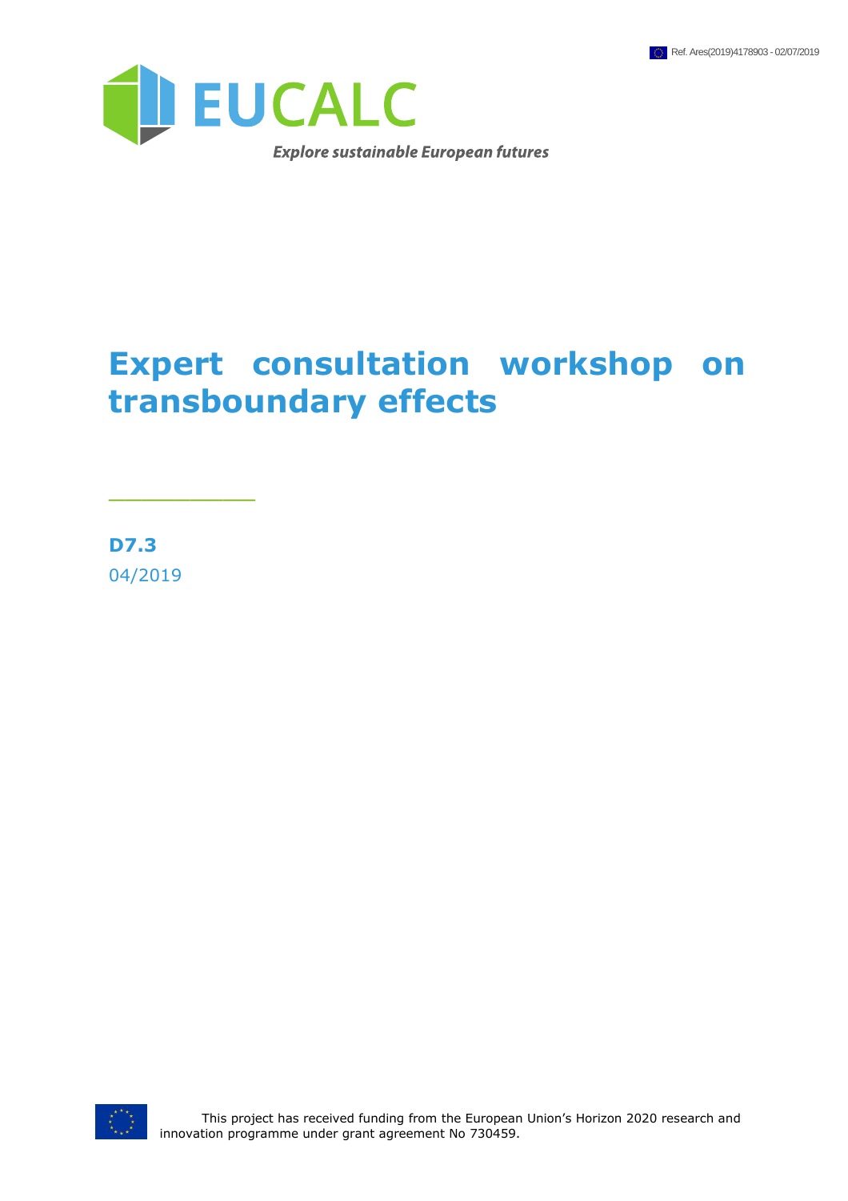Ref. Ares(2019)4178903 - 02/07/2019

EUCALC

*Explore sustainable European futures*

# Expert consultation workshop on transboundary effects

**D7.3**

04/2019

This project has received funding from the European Union's Horizon 2020 research and innovation programme under grant agreement No 730459.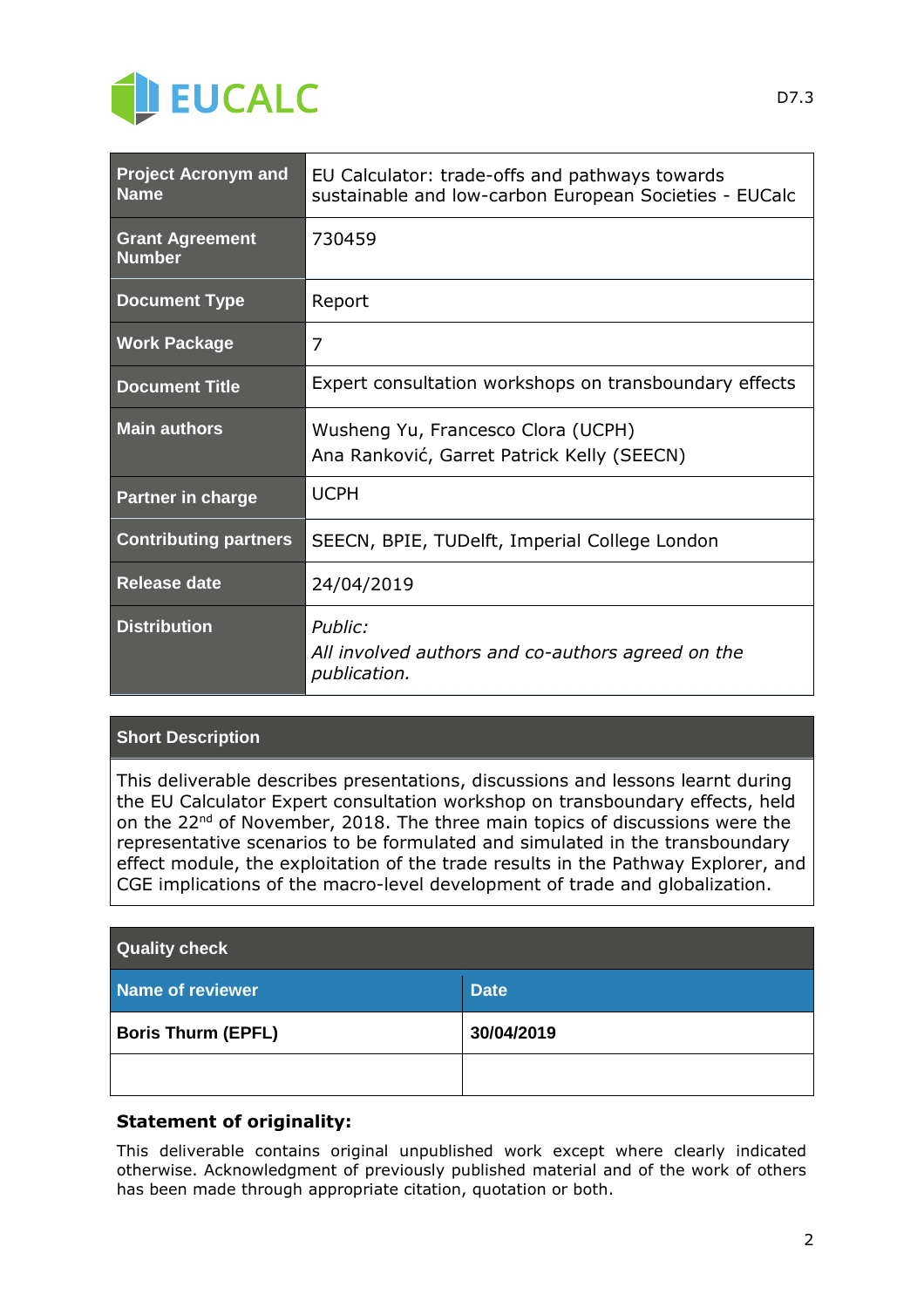| Project Acronym and Name | EU Calculator: trade-offs and pathways towards sustainable and low-carbon European Societies - EUCalc |
|---|---|
| Grant Agreement Number | 730459 |
| Document Type | Report |
| Work Package | 7 |
| Document Title | Expert consultation workshops on transboundary effects |
| Main authors | Wusheng Yu, Francesco Clora (UCPH)<br>Ana Ranković, Garret Patrick Kelly (SEECN) |
| Partner in charge | UCPH |
| Contributing partners | SEECN, BPIE, TUDelft, Imperial College London |
| Release date | 24/04/2019 |
| Distribution | *Public:*<br>*All involved authors and co-authors agreed on the publication.* |

| Short Description |
|---|
| This deliverable describes presentations, discussions and lessons learnt during the EU Calculator Expert consultation workshop on transboundary effects, held on the 22nd of November, 2018. The three main topics of discussions were the representative scenarios to be formulated and simulated in the transboundary effect module, the exploitation of the trade results in the Pathway Explorer, and CGE implications of the macro-level development of trade and globalization. |

| Quality check | |
|---|---|
| **Name of reviewer** | **Date** |
| **Boris Thurm (EPFL)** | **30/04/2019** |
| | |

**Statement of originality:**

This deliverable contains original unpublished work except where clearly indicated otherwise. Acknowledgment of previously published material and of the work of others has been made through appropriate citation, quotation or both.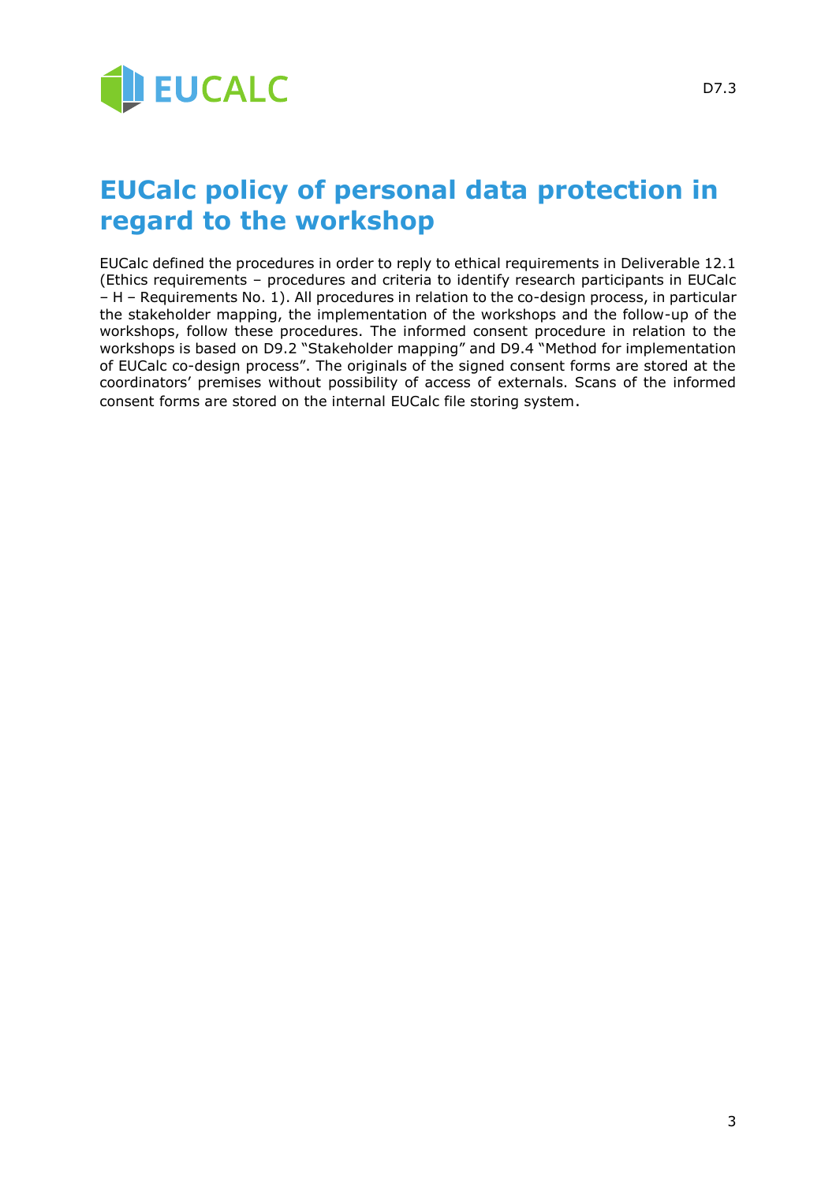# EUCalc policy of personal data protection in regard to the workshop

EUCalc defined the procedures in order to reply to ethical requirements in Deliverable 12.1 (Ethics requirements – procedures and criteria to identify research participants in EUCalc – H – Requirements No. 1). All procedures in relation to the co-design process, in particular the stakeholder mapping, the implementation of the workshops and the follow-up of the workshops, follow these procedures. The informed consent procedure in relation to the workshops is based on D9.2 "Stakeholder mapping" and D9.4 "Method for implementation of EUCalc co-design process". The originals of the signed consent forms are stored at the coordinators' premises without possibility of access of externals. Scans of the informed consent forms are stored on the internal EUCalc file storing system.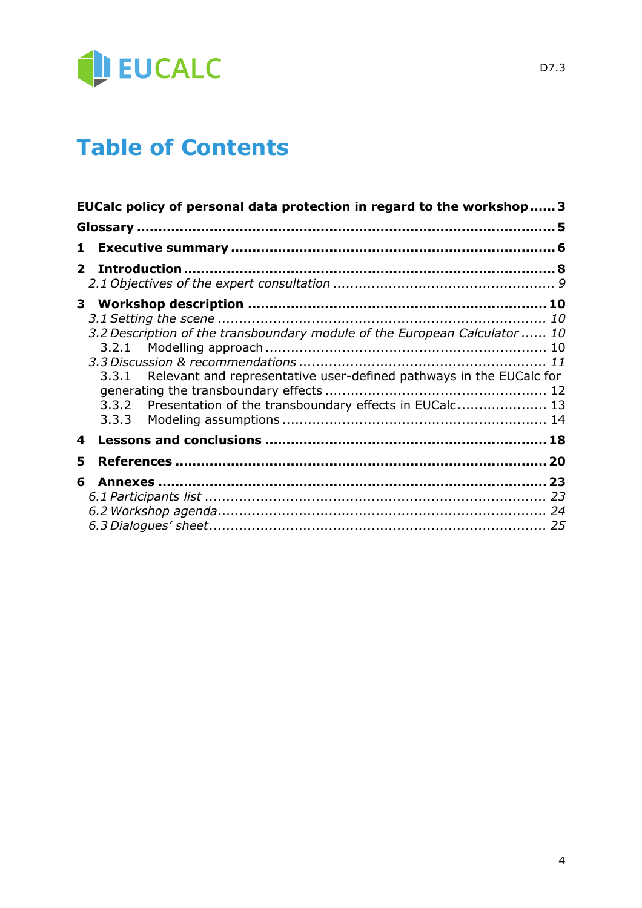# Table of Contents

**EUCalc policy of personal data protection in regard to the workshop ...... 3**

**Glossary ........................................................................................ 5**

**1 Executive summary ................................................................... 6**

**2 Introduction ............................................................................. 8**

*2.1 Objectives of the expert consultation .............................................. 9*

**3 Workshop description ............................................................... 10**

*3.1 Setting the scene ................................................................... 10*

*3.2 Description of the transboundary module of the European Calculator ...... 10*

3.2.1 Modelling approach ................................................................. 10

*3.3 Discussion & recommendations ..................................................... 11*

3.3.1 Relevant and representative user-defined pathways in the EUCalc for generating the transboundary effects ................................................... 12

3.3.2 Presentation of the transboundary effects in EUCalc ..................... 13

3.3.3 Modeling assumptions ............................................................. 14

**4 Lessons and conclusions .......................................................... 18**

**5 References ............................................................................. 20**

**6 Annexes ................................................................................ 23**

*6.1 Participants list ....................................................................... 23*

*6.2 Workshop agenda ..................................................................... 24*

*6.3 Dialogues' sheet ....................................................................... 25*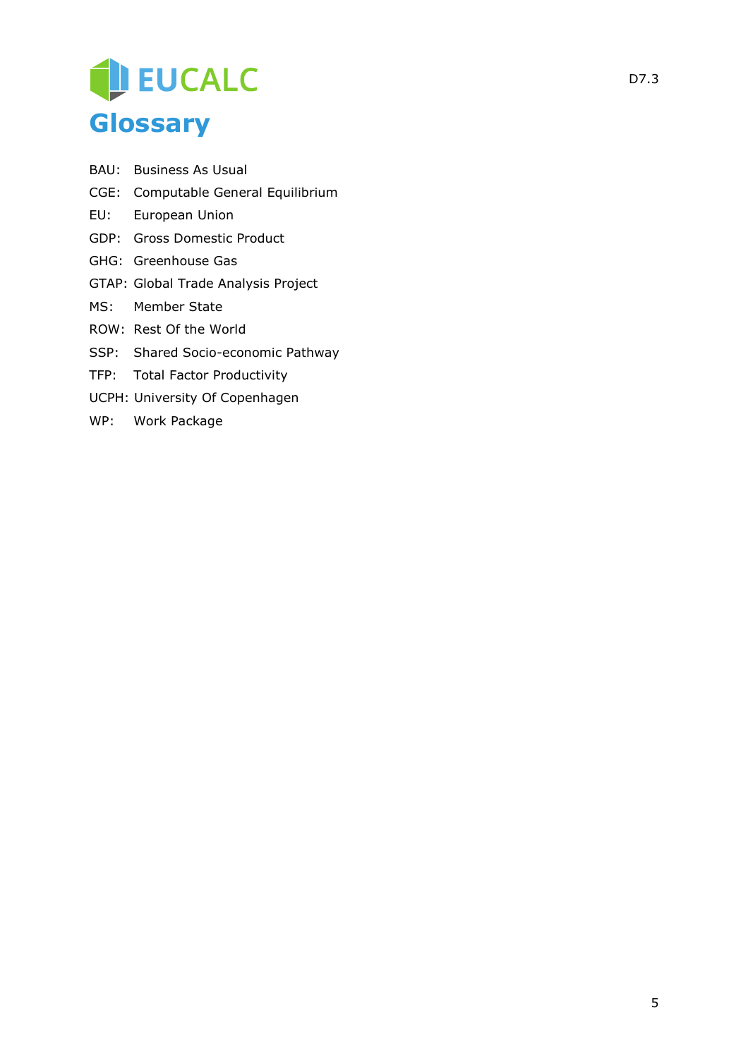# Glossary

BAU: Business As Usual
CGE: Computable General Equilibrium
EU: European Union
GDP: Gross Domestic Product
GHG: Greenhouse Gas
GTAP: Global Trade Analysis Project
MS: Member State
ROW: Rest Of the World
SSP: Shared Socio-economic Pathway
TFP: Total Factor Productivity
UCPH: University Of Copenhagen
WP: Work Package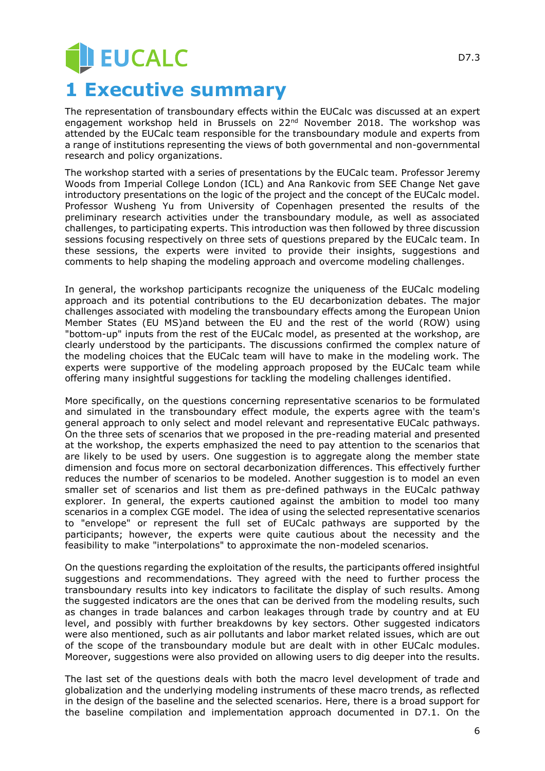# 1 Executive summary

The representation of transboundary effects within the EUCalc was discussed at an expert engagement workshop held in Brussels on 22nd November 2018. The workshop was attended by the EUCalc team responsible for the transboundary module and experts from a range of institutions representing the views of both governmental and non-governmental research and policy organizations.

The workshop started with a series of presentations by the EUCalc team. Professor Jeremy Woods from Imperial College London (ICL) and Ana Rankovic from SEE Change Net gave introductory presentations on the logic of the project and the concept of the EUCalc model. Professor Wusheng Yu from University of Copenhagen presented the results of the preliminary research activities under the transboundary module, as well as associated challenges, to participating experts. This introduction was then followed by three discussion sessions focusing respectively on three sets of questions prepared by the EUCalc team. In these sessions, the experts were invited to provide their insights, suggestions and comments to help shaping the modeling approach and overcome modeling challenges.

In general, the workshop participants recognize the uniqueness of the EUCalc modeling approach and its potential contributions to the EU decarbonization debates. The major challenges associated with modeling the transboundary effects among the European Union Member States (EU MS)and between the EU and the rest of the world (ROW) using "bottom-up" inputs from the rest of the EUCalc model, as presented at the workshop, are clearly understood by the participants. The discussions confirmed the complex nature of the modeling choices that the EUCalc team will have to make in the modeling work. The experts were supportive of the modeling approach proposed by the EUCalc team while offering many insightful suggestions for tackling the modeling challenges identified.

More specifically, on the questions concerning representative scenarios to be formulated and simulated in the transboundary effect module, the experts agree with the team's general approach to only select and model relevant and representative EUCalc pathways. On the three sets of scenarios that we proposed in the pre-reading material and presented at the workshop, the experts emphasized the need to pay attention to the scenarios that are likely to be used by users. One suggestion is to aggregate along the member state dimension and focus more on sectoral decarbonization differences. This effectively further reduces the number of scenarios to be modeled. Another suggestion is to model an even smaller set of scenarios and list them as pre-defined pathways in the EUCalc pathway explorer. In general, the experts cautioned against the ambition to model too many scenarios in a complex CGE model. The idea of using the selected representative scenarios to "envelope" or represent the full set of EUCalc pathways are supported by the participants; however, the experts were quite cautious about the necessity and the feasibility to make "interpolations" to approximate the non-modeled scenarios.

On the questions regarding the exploitation of the results, the participants offered insightful suggestions and recommendations. They agreed with the need to further process the transboundary results into key indicators to facilitate the display of such results. Among the suggested indicators are the ones that can be derived from the modeling results, such as changes in trade balances and carbon leakages through trade by country and at EU level, and possibly with further breakdowns by key sectors. Other suggested indicators were also mentioned, such as air pollutants and labor market related issues, which are out of the scope of the transboundary module but are dealt with in other EUCalc modules. Moreover, suggestions were also provided on allowing users to dig deeper into the results.

The last set of the questions deals with both the macro level development of trade and globalization and the underlying modeling instruments of these macro trends, as reflected in the design of the baseline and the selected scenarios. Here, there is a broad support for the baseline compilation and implementation approach documented in D7.1. On the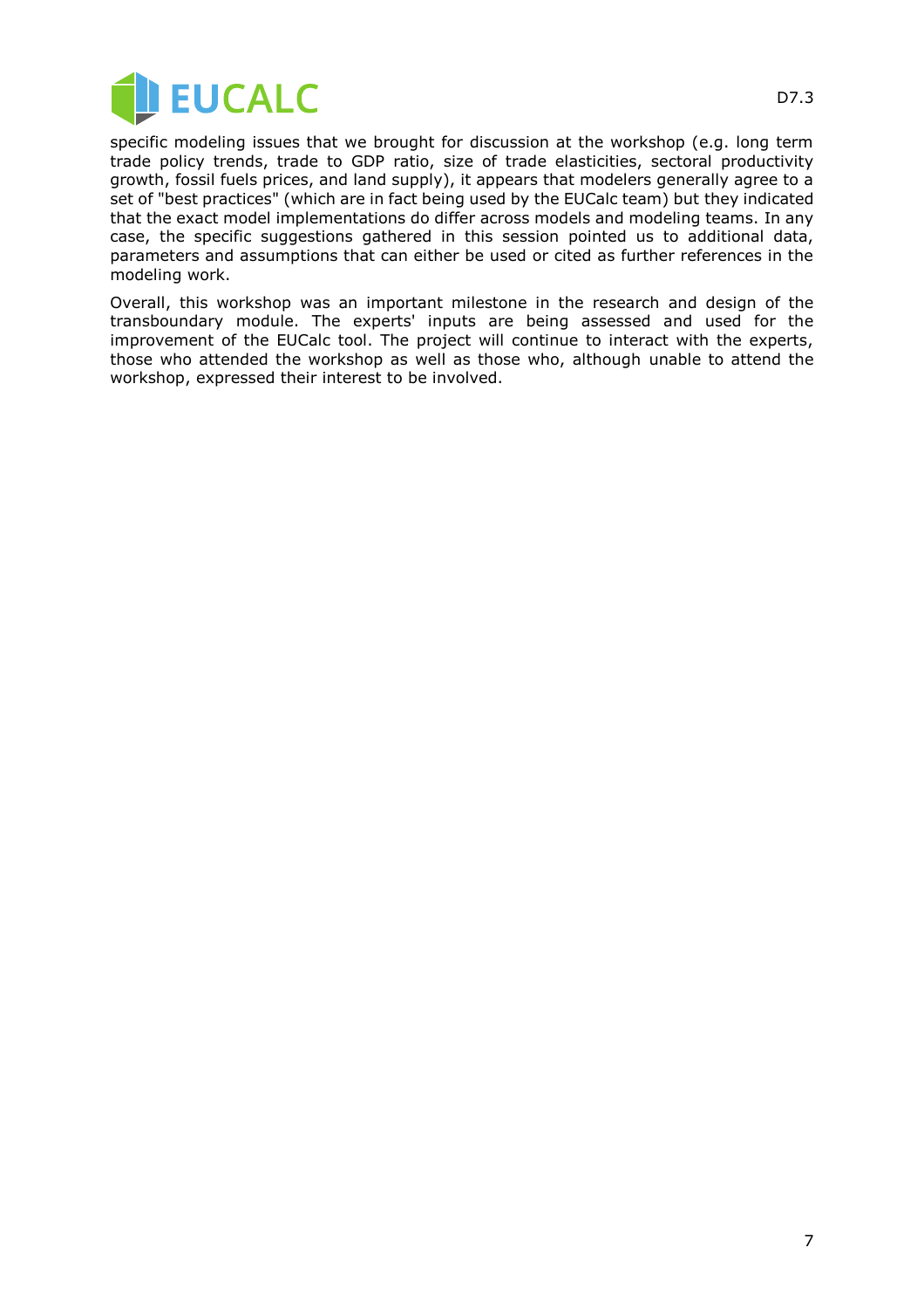specific modeling issues that we brought for discussion at the workshop (e.g. long term trade policy trends, trade to GDP ratio, size of trade elasticities, sectoral productivity growth, fossil fuels prices, and land supply), it appears that modelers generally agree to a set of "best practices" (which are in fact being used by the EUCalc team) but they indicated that the exact model implementations do differ across models and modeling teams. In any case, the specific suggestions gathered in this session pointed us to additional data, parameters and assumptions that can either be used or cited as further references in the modeling work.

Overall, this workshop was an important milestone in the research and design of the transboundary module. The experts' inputs are being assessed and used for the improvement of the EUCalc tool. The project will continue to interact with the experts, those who attended the workshop as well as those who, although unable to attend the workshop, expressed their interest to be involved.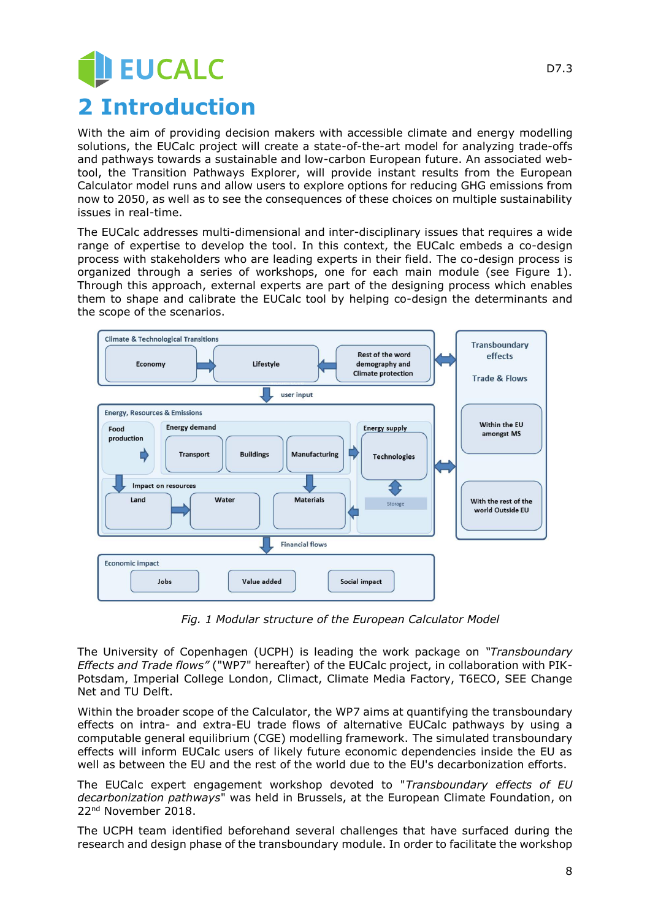# 2 Introduction

With the aim of providing decision makers with accessible climate and energy modelling solutions, the EUCalc project will create a state-of-the-art model for analyzing trade-offs and pathways towards a sustainable and low-carbon European future. An associated web-tool, the Transition Pathways Explorer, will provide instant results from the European Calculator model runs and allow users to explore options for reducing GHG emissions from now to 2050, as well as to see the consequences of these choices on multiple sustainability issues in real-time.

The EUCalc addresses multi-dimensional and inter-disciplinary issues that requires a wide range of expertise to develop the tool. In this context, the EUCalc embeds a co-design process with stakeholders who are leading experts in their field. The co-design process is organized through a series of workshops, one for each main module (see Figure 1). Through this approach, external experts are part of the designing process which enables them to shape and calibrate the EUCalc tool by helping co-design the determinants and the scope of the scenarios.

*Fig. 1 Modular structure of the European Calculator Model*

The University of Copenhagen (UCPH) is leading the work package on *"Transboundary Effects and Trade flows"* ("WP7" hereafter) of the EUCalc project, in collaboration with PIK-Potsdam, Imperial College London, Climact, Climate Media Factory, T6ECO, SEE Change Net and TU Delft.

Within the broader scope of the Calculator, the WP7 aims at quantifying the transboundary effects on intra- and extra-EU trade flows of alternative EUCalc pathways by using a computable general equilibrium (CGE) modelling framework. The simulated transboundary effects will inform EUCalc users of likely future economic dependencies inside the EU as well as between the EU and the rest of the world due to the EU's decarbonization efforts.

The EUCalc expert engagement workshop devoted to "*Transboundary effects of EU decarbonization pathways*" was held in Brussels, at the European Climate Foundation, on 22nd November 2018.

The UCPH team identified beforehand several challenges that have surfaced during the research and design phase of the transboundary module. In order to facilitate the workshop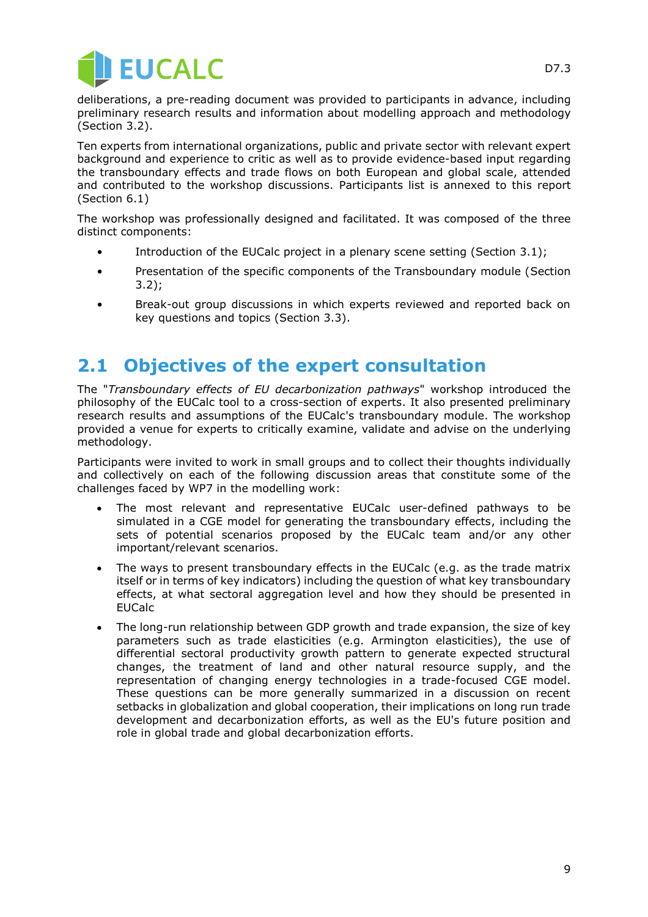deliberations, a pre-reading document was provided to participants in advance, including preliminary research results and information about modelling approach and methodology (Section 3.2).

Ten experts from international organizations, public and private sector with relevant expert background and experience to critic as well as to provide evidence-based input regarding the transboundary effects and trade flows on both European and global scale, attended and contributed to the workshop discussions. Participants list is annexed to this report (Section 6.1)

The workshop was professionally designed and facilitated. It was composed of the three distinct components:

- Introduction of the EUCalc project in a plenary scene setting (Section 3.1);
- Presentation of the specific components of the Transboundary module (Section 3.2);
- Break-out group discussions in which experts reviewed and reported back on key questions and topics (Section 3.3).

## 2.1 Objectives of the expert consultation

The "*Transboundary effects of EU decarbonization pathways*" workshop introduced the philosophy of the EUCalc tool to a cross-section of experts. It also presented preliminary research results and assumptions of the EUCalc's transboundary module. The workshop provided a venue for experts to critically examine, validate and advise on the underlying methodology.

Participants were invited to work in small groups and to collect their thoughts individually and collectively on each of the following discussion areas that constitute some of the challenges faced by WP7 in the modelling work:

- The most relevant and representative EUCalc user-defined pathways to be simulated in a CGE model for generating the transboundary effects, including the sets of potential scenarios proposed by the EUCalc team and/or any other important/relevant scenarios.
- The ways to present transboundary effects in the EUCalc (e.g. as the trade matrix itself or in terms of key indicators) including the question of what key transboundary effects, at what sectoral aggregation level and how they should be presented in EUCalc
- The long-run relationship between GDP growth and trade expansion, the size of key parameters such as trade elasticities (e.g. Armington elasticities), the use of differential sectoral productivity growth pattern to generate expected structural changes, the treatment of land and other natural resource supply, and the representation of changing energy technologies in a trade-focused CGE model. These questions can be more generally summarized in a discussion on recent setbacks in globalization and global cooperation, their implications on long run trade development and decarbonization efforts, as well as the EU's future position and role in global trade and global decarbonization efforts.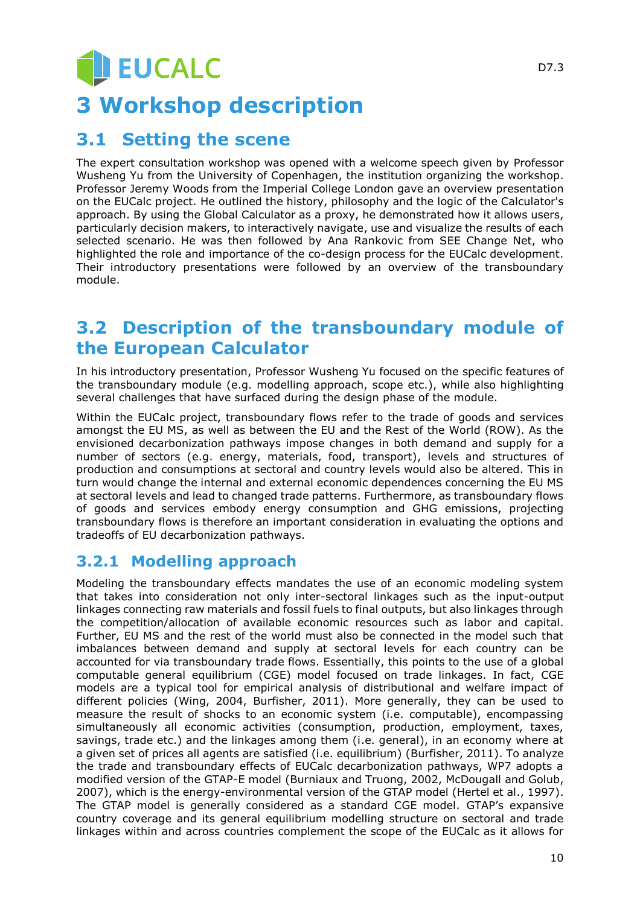# 3 Workshop description

## 3.1 Setting the scene

The expert consultation workshop was opened with a welcome speech given by Professor Wusheng Yu from the University of Copenhagen, the institution organizing the workshop. Professor Jeremy Woods from the Imperial College London gave an overview presentation on the EUCalc project. He outlined the history, philosophy and the logic of the Calculator's approach. By using the Global Calculator as a proxy, he demonstrated how it allows users, particularly decision makers, to interactively navigate, use and visualize the results of each selected scenario. He was then followed by Ana Rankovic from SEE Change Net, who highlighted the role and importance of the co-design process for the EUCalc development. Their introductory presentations were followed by an overview of the transboundary module.

## 3.2 Description of the transboundary module of the European Calculator

In his introductory presentation, Professor Wusheng Yu focused on the specific features of the transboundary module (e.g. modelling approach, scope etc.), while also highlighting several challenges that have surfaced during the design phase of the module.

Within the EUCalc project, transboundary flows refer to the trade of goods and services amongst the EU MS, as well as between the EU and the Rest of the World (ROW). As the envisioned decarbonization pathways impose changes in both demand and supply for a number of sectors (e.g. energy, materials, food, transport), levels and structures of production and consumptions at sectoral and country levels would also be altered. This in turn would change the internal and external economic dependences concerning the EU MS at sectoral levels and lead to changed trade patterns. Furthermore, as transboundary flows of goods and services embody energy consumption and GHG emissions, projecting transboundary flows is therefore an important consideration in evaluating the options and tradeoffs of EU decarbonization pathways.

### 3.2.1 Modelling approach

Modeling the transboundary effects mandates the use of an economic modeling system that takes into consideration not only inter-sectoral linkages such as the input-output linkages connecting raw materials and fossil fuels to final outputs, but also linkages through the competition/allocation of available economic resources such as labor and capital. Further, EU MS and the rest of the world must also be connected in the model such that imbalances between demand and supply at sectoral levels for each country can be accounted for via transboundary trade flows. Essentially, this points to the use of a global computable general equilibrium (CGE) model focused on trade linkages. In fact, CGE models are a typical tool for empirical analysis of distributional and welfare impact of different policies (Wing, 2004, Burfisher, 2011). More generally, they can be used to measure the result of shocks to an economic system (i.e. computable), encompassing simultaneously all economic activities (consumption, production, employment, taxes, savings, trade etc.) and the linkages among them (i.e. general), in an economy where at a given set of prices all agents are satisfied (i.e. equilibrium) (Burfisher, 2011). To analyze the trade and transboundary effects of EUCalc decarbonization pathways, WP7 adopts a modified version of the GTAP-E model (Burniaux and Truong, 2002, McDougall and Golub, 2007), which is the energy-environmental version of the GTAP model (Hertel et al., 1997). The GTAP model is generally considered as a standard CGE model. GTAP's expansive country coverage and its general equilibrium modelling structure on sectoral and trade linkages within and across countries complement the scope of the EUCalc as it allows for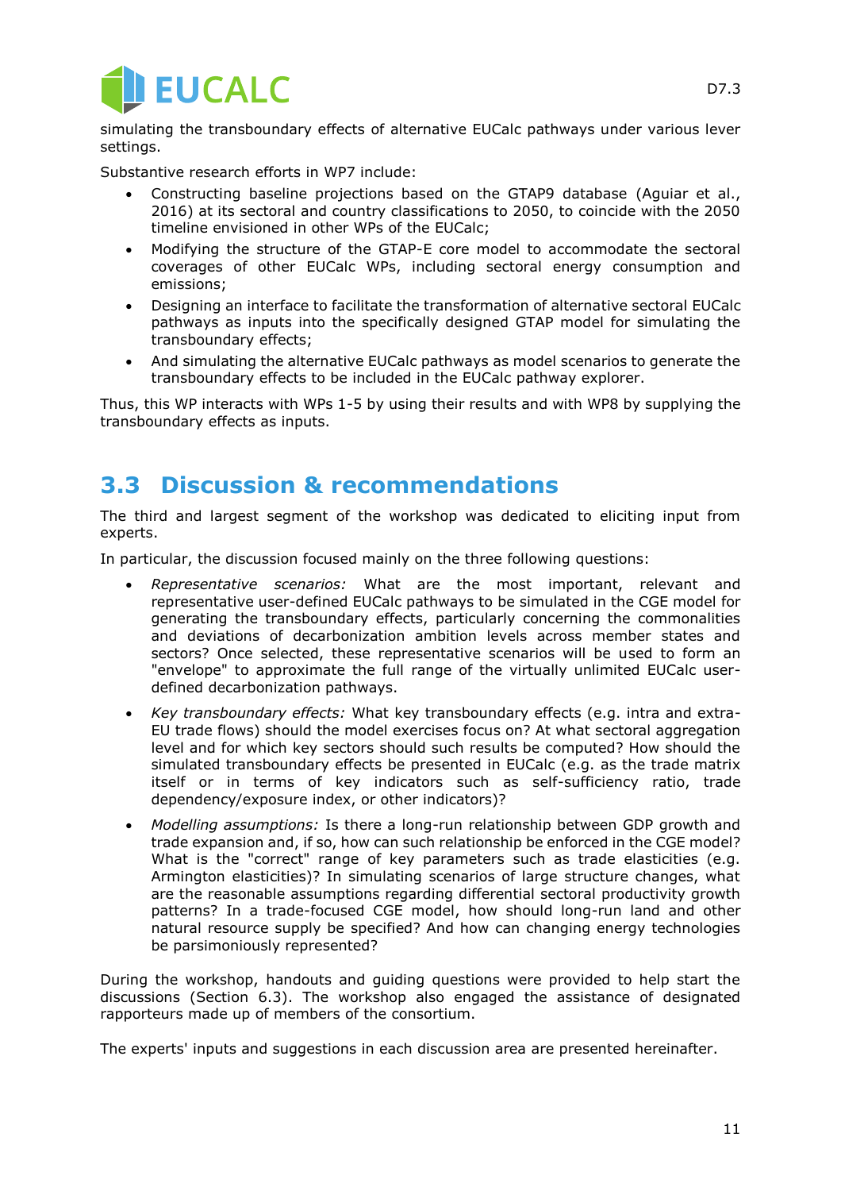simulating the transboundary effects of alternative EUCalc pathways under various lever settings.

Substantive research efforts in WP7 include:

- Constructing baseline projections based on the GTAP9 database (Aguiar et al., 2016) at its sectoral and country classifications to 2050, to coincide with the 2050 timeline envisioned in other WPs of the EUCalc;
- Modifying the structure of the GTAP-E core model to accommodate the sectoral coverages of other EUCalc WPs, including sectoral energy consumption and emissions;
- Designing an interface to facilitate the transformation of alternative sectoral EUCalc pathways as inputs into the specifically designed GTAP model for simulating the transboundary effects;
- And simulating the alternative EUCalc pathways as model scenarios to generate the transboundary effects to be included in the EUCalc pathway explorer.

Thus, this WP interacts with WPs 1-5 by using their results and with WP8 by supplying the transboundary effects as inputs.

## 3.3 Discussion & recommendations

The third and largest segment of the workshop was dedicated to eliciting input from experts.

In particular, the discussion focused mainly on the three following questions:

- *Representative scenarios:* What are the most important, relevant and representative user-defined EUCalc pathways to be simulated in the CGE model for generating the transboundary effects, particularly concerning the commonalities and deviations of decarbonization ambition levels across member states and sectors? Once selected, these representative scenarios will be used to form an "envelope" to approximate the full range of the virtually unlimited EUCalc user-defined decarbonization pathways.
- *Key transboundary effects:* What key transboundary effects (e.g. intra and extra-EU trade flows) should the model exercises focus on? At what sectoral aggregation level and for which key sectors should such results be computed? How should the simulated transboundary effects be presented in EUCalc (e.g. as the trade matrix itself or in terms of key indicators such as self-sufficiency ratio, trade dependency/exposure index, or other indicators)?
- *Modelling assumptions:* Is there a long-run relationship between GDP growth and trade expansion and, if so, how can such relationship be enforced in the CGE model? What is the "correct" range of key parameters such as trade elasticities (e.g. Armington elasticities)? In simulating scenarios of large structure changes, what are the reasonable assumptions regarding differential sectoral productivity growth patterns? In a trade-focused CGE model, how should long-run land and other natural resource supply be specified? And how can changing energy technologies be parsimoniously represented?

During the workshop, handouts and guiding questions were provided to help start the discussions (Section 6.3). The workshop also engaged the assistance of designated rapporteurs made up of members of the consortium.

The experts' inputs and suggestions in each discussion area are presented hereinafter.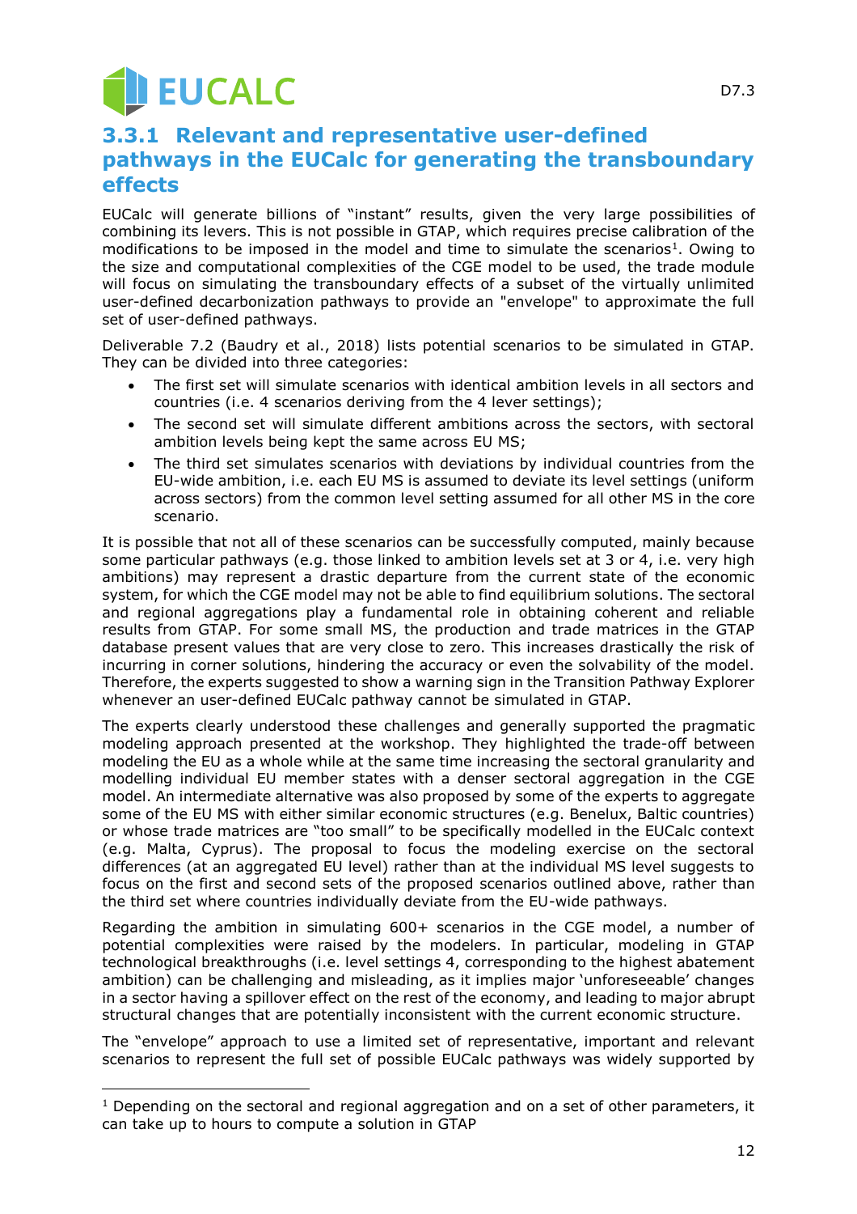### 3.3.1 Relevant and representative user-defined pathways in the EUCalc for generating the transboundary effects

EUCalc will generate billions of "instant" results, given the very large possibilities of combining its levers. This is not possible in GTAP, which requires precise calibration of the modifications to be imposed in the model and time to simulate the scenarios[1]. Owing to the size and computational complexities of the CGE model to be used, the trade module will focus on simulating the transboundary effects of a subset of the virtually unlimited user-defined decarbonization pathways to provide an "envelope" to approximate the full set of user-defined pathways.

Deliverable 7.2 (Baudry et al., 2018) lists potential scenarios to be simulated in GTAP. They can be divided into three categories:

- The first set will simulate scenarios with identical ambition levels in all sectors and countries (i.e. 4 scenarios deriving from the 4 lever settings);
- The second set will simulate different ambitions across the sectors, with sectoral ambition levels being kept the same across EU MS;
- The third set simulates scenarios with deviations by individual countries from the EU-wide ambition, i.e. each EU MS is assumed to deviate its level settings (uniform across sectors) from the common level setting assumed for all other MS in the core scenario.

It is possible that not all of these scenarios can be successfully computed, mainly because some particular pathways (e.g. those linked to ambition levels set at 3 or 4, i.e. very high ambitions) may represent a drastic departure from the current state of the economic system, for which the CGE model may not be able to find equilibrium solutions. The sectoral and regional aggregations play a fundamental role in obtaining coherent and reliable results from GTAP. For some small MS, the production and trade matrices in the GTAP database present values that are very close to zero. This increases drastically the risk of incurring in corner solutions, hindering the accuracy or even the solvability of the model. Therefore, the experts suggested to show a warning sign in the Transition Pathway Explorer whenever an user-defined EUCalc pathway cannot be simulated in GTAP.

The experts clearly understood these challenges and generally supported the pragmatic modeling approach presented at the workshop. They highlighted the trade-off between modeling the EU as a whole while at the same time increasing the sectoral granularity and modelling individual EU member states with a denser sectoral aggregation in the CGE model. An intermediate alternative was also proposed by some of the experts to aggregate some of the EU MS with either similar economic structures (e.g. Benelux, Baltic countries) or whose trade matrices are "too small" to be specifically modelled in the EUCalc context (e.g. Malta, Cyprus). The proposal to focus the modeling exercise on the sectoral differences (at an aggregated EU level) rather than at the individual MS level suggests to focus on the first and second sets of the proposed scenarios outlined above, rather than the third set where countries individually deviate from the EU-wide pathways.

Regarding the ambition in simulating 600+ scenarios in the CGE model, a number of potential complexities were raised by the modelers. In particular, modeling in GTAP technological breakthroughs (i.e. level settings 4, corresponding to the highest abatement ambition) can be challenging and misleading, as it implies major 'unforeseeable' changes in a sector having a spillover effect on the rest of the economy, and leading to major abrupt structural changes that are potentially inconsistent with the current economic structure.

The "envelope" approach to use a limited set of representative, important and relevant scenarios to represent the full set of possible EUCalc pathways was widely supported by

[1] Depending on the sectoral and regional aggregation and on a set of other parameters, it can take up to hours to compute a solution in GTAP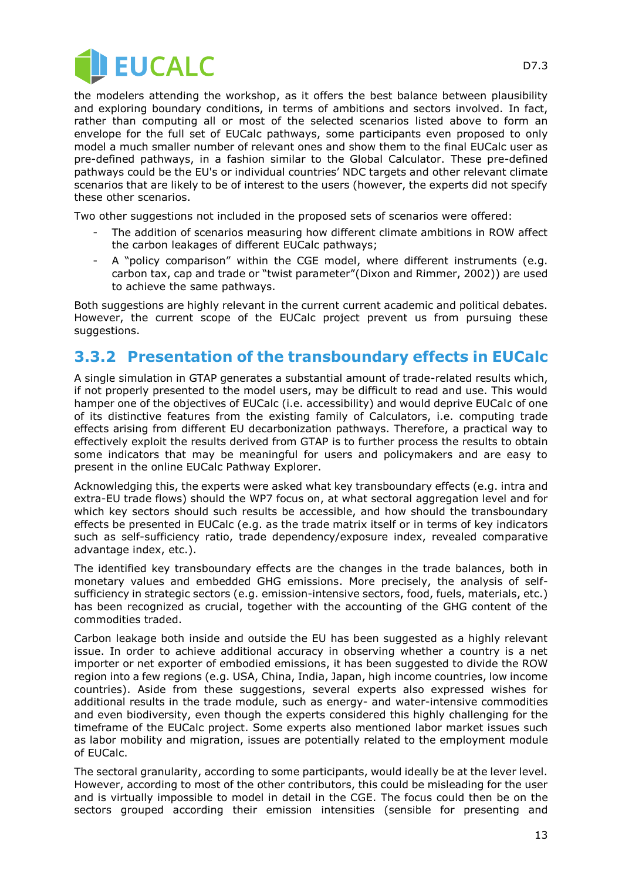the modelers attending the workshop, as it offers the best balance between plausibility and exploring boundary conditions, in terms of ambitions and sectors involved. In fact, rather than computing all or most of the selected scenarios listed above to form an envelope for the full set of EUCalc pathways, some participants even proposed to only model a much smaller number of relevant ones and show them to the final EUCalc user as pre-defined pathways, in a fashion similar to the Global Calculator. These pre-defined pathways could be the EU's or individual countries' NDC targets and other relevant climate scenarios that are likely to be of interest to the users (however, the experts did not specify these other scenarios.

Two other suggestions not included in the proposed sets of scenarios were offered:

- The addition of scenarios measuring how different climate ambitions in ROW affect the carbon leakages of different EUCalc pathways;
- A "policy comparison" within the CGE model, where different instruments (e.g. carbon tax, cap and trade or "twist parameter"(Dixon and Rimmer, 2002)) are used to achieve the same pathways.

Both suggestions are highly relevant in the current current academic and political debates. However, the current scope of the EUCalc project prevent us from pursuing these suggestions.

## 3.3.2 Presentation of the transboundary effects in EUCalc

A single simulation in GTAP generates a substantial amount of trade-related results which, if not properly presented to the model users, may be difficult to read and use. This would hamper one of the objectives of EUCalc (i.e. accessibility) and would deprive EUCalc of one of its distinctive features from the existing family of Calculators, i.e. computing trade effects arising from different EU decarbonization pathways. Therefore, a practical way to effectively exploit the results derived from GTAP is to further process the results to obtain some indicators that may be meaningful for users and policymakers and are easy to present in the online EUCalc Pathway Explorer.

Acknowledging this, the experts were asked what key transboundary effects (e.g. intra and extra-EU trade flows) should the WP7 focus on, at what sectoral aggregation level and for which key sectors should such results be accessible, and how should the transboundary effects be presented in EUCalc (e.g. as the trade matrix itself or in terms of key indicators such as self-sufficiency ratio, trade dependency/exposure index, revealed comparative advantage index, etc.).

The identified key transboundary effects are the changes in the trade balances, both in monetary values and embedded GHG emissions. More precisely, the analysis of self-sufficiency in strategic sectors (e.g. emission-intensive sectors, food, fuels, materials, etc.) has been recognized as crucial, together with the accounting of the GHG content of the commodities traded.

Carbon leakage both inside and outside the EU has been suggested as a highly relevant issue. In order to achieve additional accuracy in observing whether a country is a net importer or net exporter of embodied emissions, it has been suggested to divide the ROW region into a few regions (e.g. USA, China, India, Japan, high income countries, low income countries). Aside from these suggestions, several experts also expressed wishes for additional results in the trade module, such as energy- and water-intensive commodities and even biodiversity, even though the experts considered this highly challenging for the timeframe of the EUCalc project. Some experts also mentioned labor market issues such as labor mobility and migration, issues are potentially related to the employment module of EUCalc.

The sectoral granularity, according to some participants, would ideally be at the lever level. However, according to most of the other contributors, this could be misleading for the user and is virtually impossible to model in detail in the CGE. The focus could then be on the sectors grouped according their emission intensities (sensible for presenting and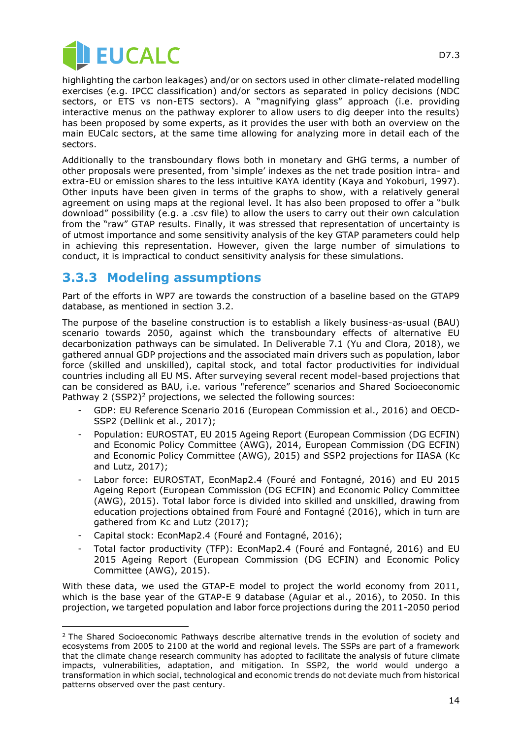highlighting the carbon leakages) and/or on sectors used in other climate-related modelling exercises (e.g. IPCC classification) and/or sectors as separated in policy decisions (NDC sectors, or ETS vs non-ETS sectors). A "magnifying glass" approach (i.e. providing interactive menus on the pathway explorer to allow users to dig deeper into the results) has been proposed by some experts, as it provides the user with both an overview on the main EUCalc sectors, at the same time allowing for analyzing more in detail each of the sectors.

Additionally to the transboundary flows both in monetary and GHG terms, a number of other proposals were presented, from 'simple' indexes as the net trade position intra- and extra-EU or emission shares to the less intuitive KAYA identity (Kaya and Yokoburi, 1997). Other inputs have been given in terms of the graphs to show, with a relatively general agreement on using maps at the regional level. It has also been proposed to offer a "bulk download" possibility (e.g. a .csv file) to allow the users to carry out their own calculation from the "raw" GTAP results. Finally, it was stressed that representation of uncertainty is of utmost importance and some sensitivity analysis of the key GTAP parameters could help in achieving this representation. However, given the large number of simulations to conduct, it is impractical to conduct sensitivity analysis for these simulations.

### 3.3.3 Modeling assumptions

Part of the efforts in WP7 are towards the construction of a baseline based on the GTAP9 database, as mentioned in section 3.2.

The purpose of the baseline construction is to establish a likely business-as-usual (BAU) scenario towards 2050, against which the transboundary effects of alternative EU decarbonization pathways can be simulated. In Deliverable 7.1 (Yu and Clora, 2018), we gathered annual GDP projections and the associated main drivers such as population, labor force (skilled and unskilled), capital stock, and total factor productivities for individual countries including all EU MS. After surveying several recent model-based projections that can be considered as BAU, i.e. various "reference" scenarios and Shared Socioeconomic Pathway 2 (SSP2)[2] projections, we selected the following sources:

- GDP: EU Reference Scenario 2016 (European Commission et al., 2016) and OECD-SSP2 (Dellink et al., 2017);
- Population: EUROSTAT, EU 2015 Ageing Report (European Commission (DG ECFIN) and Economic Policy Committee (AWG), 2014, European Commission (DG ECFIN) and Economic Policy Committee (AWG), 2015) and SSP2 projections for IIASA (Kc and Lutz, 2017);
- Labor force: EUROSTAT, EconMap2.4 (Fouré and Fontagné, 2016) and EU 2015 Ageing Report (European Commission (DG ECFIN) and Economic Policy Committee (AWG), 2015). Total labor force is divided into skilled and unskilled, drawing from education projections obtained from Fouré and Fontagné (2016), which in turn are gathered from Kc and Lutz (2017);
- Capital stock: EconMap2.4 (Fouré and Fontagné, 2016);
- Total factor productivity (TFP): EconMap2.4 (Fouré and Fontagné, 2016) and EU 2015 Ageing Report (European Commission (DG ECFIN) and Economic Policy Committee (AWG), 2015).

With these data, we used the GTAP-E model to project the world economy from 2011, which is the base year of the GTAP-E 9 database (Aguiar et al., 2016), to 2050. In this projection, we targeted population and labor force projections during the 2011-2050 period

[2] The Shared Socioeconomic Pathways describe alternative trends in the evolution of society and ecosystems from 2005 to 2100 at the world and regional levels. The SSPs are part of a framework that the climate change research community has adopted to facilitate the analysis of future climate impacts, vulnerabilities, adaptation, and mitigation. In SSP2, the world would undergo a transformation in which social, technological and economic trends do not deviate much from historical patterns observed over the past century.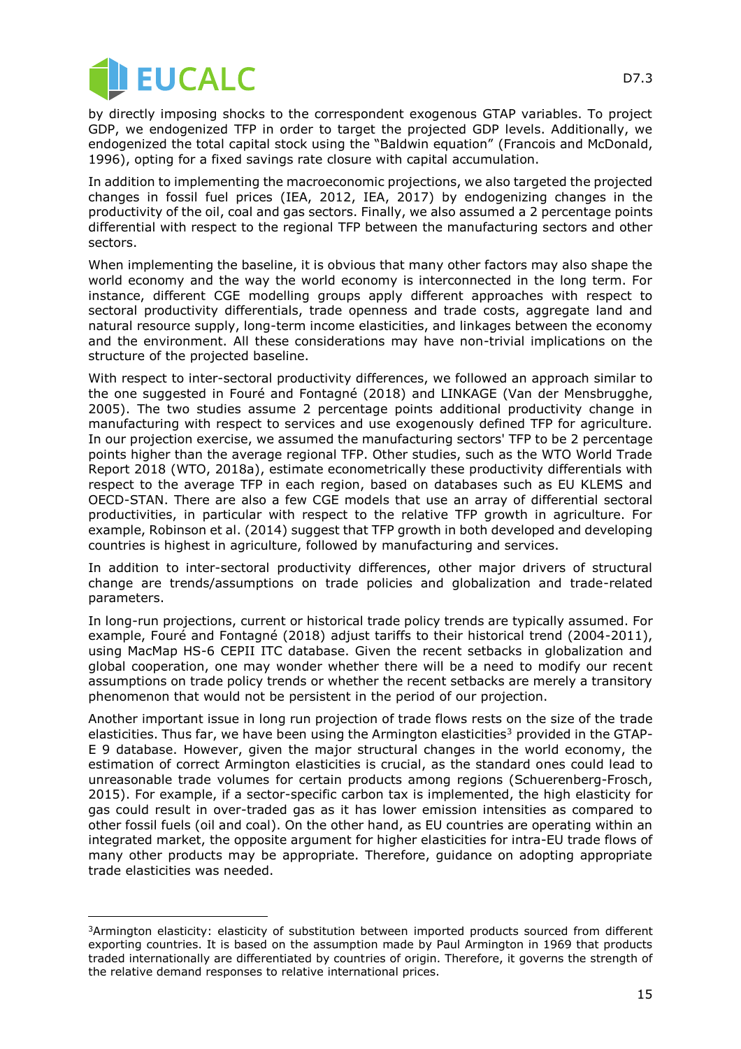by directly imposing shocks to the correspondent exogenous GTAP variables. To project GDP, we endogenized TFP in order to target the projected GDP levels. Additionally, we endogenized the total capital stock using the "Baldwin equation" (Francois and McDonald, 1996), opting for a fixed savings rate closure with capital accumulation.

In addition to implementing the macroeconomic projections, we also targeted the projected changes in fossil fuel prices (IEA, 2012, IEA, 2017) by endogenizing changes in the productivity of the oil, coal and gas sectors. Finally, we also assumed a 2 percentage points differential with respect to the regional TFP between the manufacturing sectors and other sectors.

When implementing the baseline, it is obvious that many other factors may also shape the world economy and the way the world economy is interconnected in the long term. For instance, different CGE modelling groups apply different approaches with respect to sectoral productivity differentials, trade openness and trade costs, aggregate land and natural resource supply, long-term income elasticities, and linkages between the economy and the environment. All these considerations may have non-trivial implications on the structure of the projected baseline.

With respect to inter-sectoral productivity differences, we followed an approach similar to the one suggested in Fouré and Fontagné (2018) and LINKAGE (Van der Mensbrugghe, 2005). The two studies assume 2 percentage points additional productivity change in manufacturing with respect to services and use exogenously defined TFP for agriculture. In our projection exercise, we assumed the manufacturing sectors' TFP to be 2 percentage points higher than the average regional TFP. Other studies, such as the WTO World Trade Report 2018 (WTO, 2018a), estimate econometrically these productivity differentials with respect to the average TFP in each region, based on databases such as EU KLEMS and OECD-STAN. There are also a few CGE models that use an array of differential sectoral productivities, in particular with respect to the relative TFP growth in agriculture. For example, Robinson et al. (2014) suggest that TFP growth in both developed and developing countries is highest in agriculture, followed by manufacturing and services.

In addition to inter-sectoral productivity differences, other major drivers of structural change are trends/assumptions on trade policies and globalization and trade-related parameters.

In long-run projections, current or historical trade policy trends are typically assumed. For example, Fouré and Fontagné (2018) adjust tariffs to their historical trend (2004-2011), using MacMap HS-6 CEPII ITC database. Given the recent setbacks in globalization and global cooperation, one may wonder whether there will be a need to modify our recent assumptions on trade policy trends or whether the recent setbacks are merely a transitory phenomenon that would not be persistent in the period of our projection.

Another important issue in long run projection of trade flows rests on the size of the trade elasticities. Thus far, we have been using the Armington elasticities[3] provided in the GTAP-E 9 database. However, given the major structural changes in the world economy, the estimation of correct Armington elasticities is crucial, as the standard ones could lead to unreasonable trade volumes for certain products among regions (Schuerenberg-Frosch, 2015). For example, if a sector-specific carbon tax is implemented, the high elasticity for gas could result in over-traded gas as it has lower emission intensities as compared to other fossil fuels (oil and coal). On the other hand, as EU countries are operating within an integrated market, the opposite argument for higher elasticities for intra-EU trade flows of many other products may be appropriate. Therefore, guidance on adopting appropriate trade elasticities was needed.

---

[3]Armington elasticity: elasticity of substitution between imported products sourced from different exporting countries. It is based on the assumption made by Paul Armington in 1969 that products traded internationally are differentiated by countries of origin. Therefore, it governs the strength of the relative demand responses to relative international prices.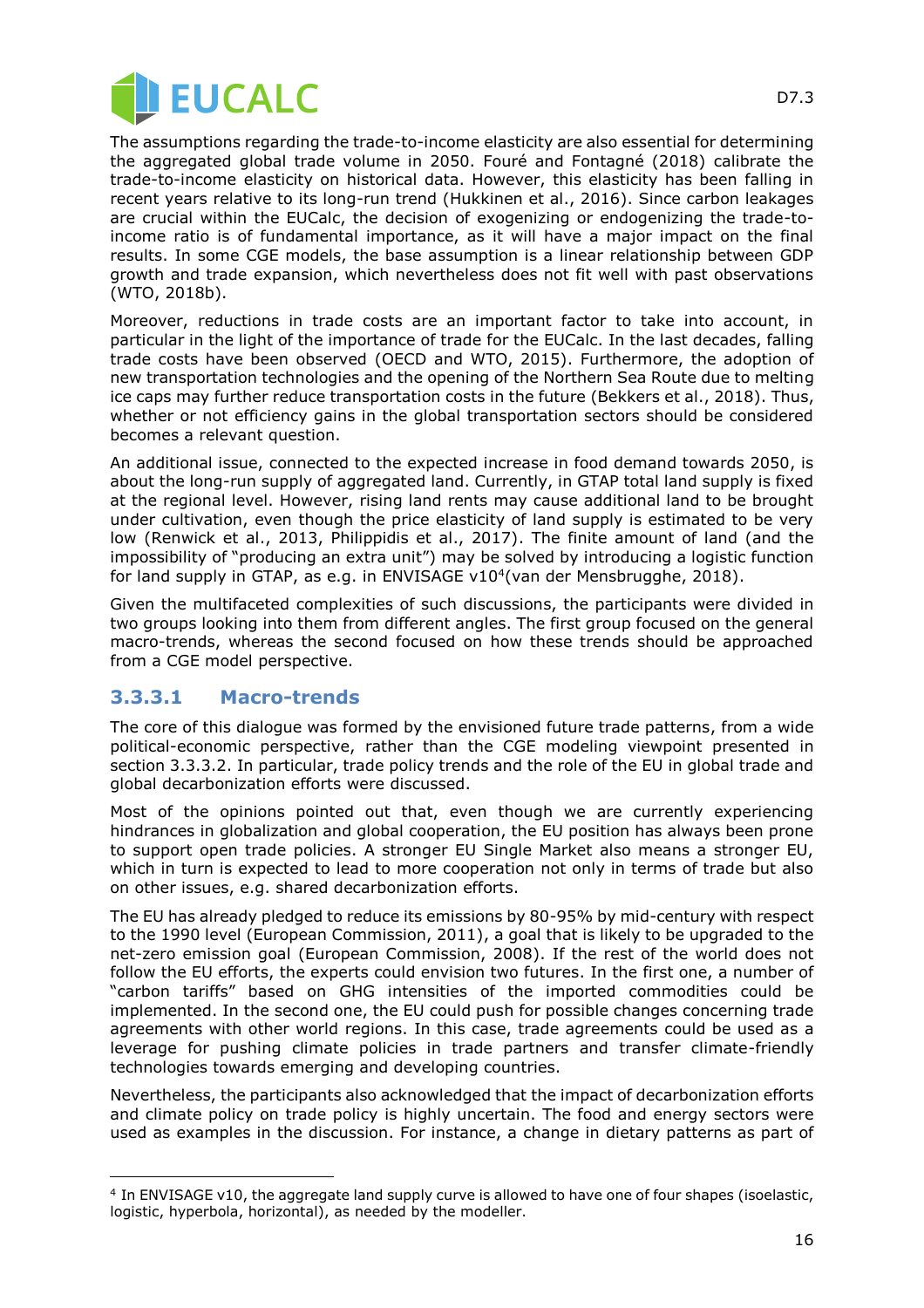The assumptions regarding the trade-to-income elasticity are also essential for determining the aggregated global trade volume in 2050. Fouré and Fontagné (2018) calibrate the trade-to-income elasticity on historical data. However, this elasticity has been falling in recent years relative to its long-run trend (Hukkinen et al., 2016). Since carbon leakages are crucial within the EUCalc, the decision of exogenizing or endogenizing the trade-to-income ratio is of fundamental importance, as it will have a major impact on the final results. In some CGE models, the base assumption is a linear relationship between GDP growth and trade expansion, which nevertheless does not fit well with past observations (WTO, 2018b).

Moreover, reductions in trade costs are an important factor to take into account, in particular in the light of the importance of trade for the EUCalc. In the last decades, falling trade costs have been observed (OECD and WTO, 2015). Furthermore, the adoption of new transportation technologies and the opening of the Northern Sea Route due to melting ice caps may further reduce transportation costs in the future (Bekkers et al., 2018). Thus, whether or not efficiency gains in the global transportation sectors should be considered becomes a relevant question.

An additional issue, connected to the expected increase in food demand towards 2050, is about the long-run supply of aggregated land. Currently, in GTAP total land supply is fixed at the regional level. However, rising land rents may cause additional land to be brought under cultivation, even though the price elasticity of land supply is estimated to be very low (Renwick et al., 2013, Philippidis et al., 2017). The finite amount of land (and the impossibility of "producing an extra unit") may be solved by introducing a logistic function for land supply in GTAP, as e.g. in ENVISAGE v10[4](van der Mensbrugghe, 2018).

Given the multifaceted complexities of such discussions, the participants were divided in two groups looking into them from different angles. The first group focused on the general macro-trends, whereas the second focused on how these trends should be approached from a CGE model perspective.

#### 3.3.3.1 Macro-trends

The core of this dialogue was formed by the envisioned future trade patterns, from a wide political-economic perspective, rather than the CGE modeling viewpoint presented in section 3.3.3.2. In particular, trade policy trends and the role of the EU in global trade and global decarbonization efforts were discussed.

Most of the opinions pointed out that, even though we are currently experiencing hindrances in globalization and global cooperation, the EU position has always been prone to support open trade policies. A stronger EU Single Market also means a stronger EU, which in turn is expected to lead to more cooperation not only in terms of trade but also on other issues, e.g. shared decarbonization efforts.

The EU has already pledged to reduce its emissions by 80-95% by mid-century with respect to the 1990 level (European Commission, 2011), a goal that is likely to be upgraded to the net-zero emission goal (European Commission, 2008). If the rest of the world does not follow the EU efforts, the experts could envision two futures. In the first one, a number of "carbon tariffs" based on GHG intensities of the imported commodities could be implemented. In the second one, the EU could push for possible changes concerning trade agreements with other world regions. In this case, trade agreements could be used as a leverage for pushing climate policies in trade partners and transfer climate-friendly technologies towards emerging and developing countries.

Nevertheless, the participants also acknowledged that the impact of decarbonization efforts and climate policy on trade policy is highly uncertain. The food and energy sectors were used as examples in the discussion. For instance, a change in dietary patterns as part of

[4] In ENVISAGE v10, the aggregate land supply curve is allowed to have one of four shapes (isoelastic, logistic, hyperbola, horizontal), as needed by the modeller.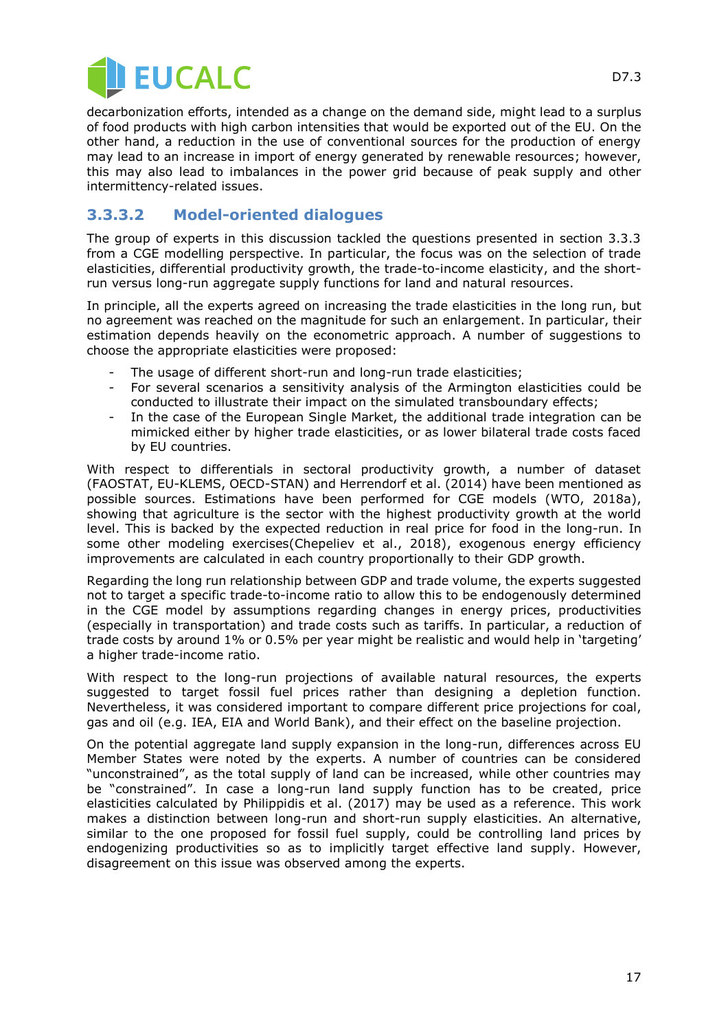decarbonization efforts, intended as a change on the demand side, might lead to a surplus of food products with high carbon intensities that would be exported out of the EU. On the other hand, a reduction in the use of conventional sources for the production of energy may lead to an increase in import of energy generated by renewable resources; however, this may also lead to imbalances in the power grid because of peak supply and other intermittency-related issues.

### 3.3.3.2 Model-oriented dialogues

The group of experts in this discussion tackled the questions presented in section 3.3.3 from a CGE modelling perspective. In particular, the focus was on the selection of trade elasticities, differential productivity growth, the trade-to-income elasticity, and the short-run versus long-run aggregate supply functions for land and natural resources.

In principle, all the experts agreed on increasing the trade elasticities in the long run, but no agreement was reached on the magnitude for such an enlargement. In particular, their estimation depends heavily on the econometric approach. A number of suggestions to choose the appropriate elasticities were proposed:

- The usage of different short-run and long-run trade elasticities;
- For several scenarios a sensitivity analysis of the Armington elasticities could be conducted to illustrate their impact on the simulated transboundary effects;
- In the case of the European Single Market, the additional trade integration can be mimicked either by higher trade elasticities, or as lower bilateral trade costs faced by EU countries.

With respect to differentials in sectoral productivity growth, a number of dataset (FAOSTAT, EU-KLEMS, OECD-STAN) and Herrendorf et al. (2014) have been mentioned as possible sources. Estimations have been performed for CGE models (WTO, 2018a), showing that agriculture is the sector with the highest productivity growth at the world level. This is backed by the expected reduction in real price for food in the long-run. In some other modeling exercices(Chepeliev et al., 2018), exogenous energy efficiency improvements are calculated in each country proportionally to their GDP growth.

Regarding the long run relationship between GDP and trade volume, the experts suggested not to target a specific trade-to-income ratio to allow this to be endogenously determined in the CGE model by assumptions regarding changes in energy prices, productivities (especially in transportation) and trade costs such as tariffs. In particular, a reduction of trade costs by around 1% or 0.5% per year might be realistic and would help in 'targeting' a higher trade-income ratio.

With respect to the long-run projections of available natural resources, the experts suggested to target fossil fuel prices rather than designing a depletion function. Nevertheless, it was considered important to compare different price projections for coal, gas and oil (e.g. IEA, EIA and World Bank), and their effect on the baseline projection.

On the potential aggregate land supply expansion in the long-run, differences across EU Member States were noted by the experts. A number of countries can be considered "unconstrained", as the total supply of land can be increased, while other countries may be "constrained". In case a long-run land supply function has to be created, price elasticities calculated by Philippidis et al. (2017) may be used as a reference. This work makes a distinction between long-run and short-run supply elasticities. An alternative, similar to the one proposed for fossil fuel supply, could be controlling land prices by endogenizing productivities so as to implicitly target effective land supply. However, disagreement on this issue was observed among the experts.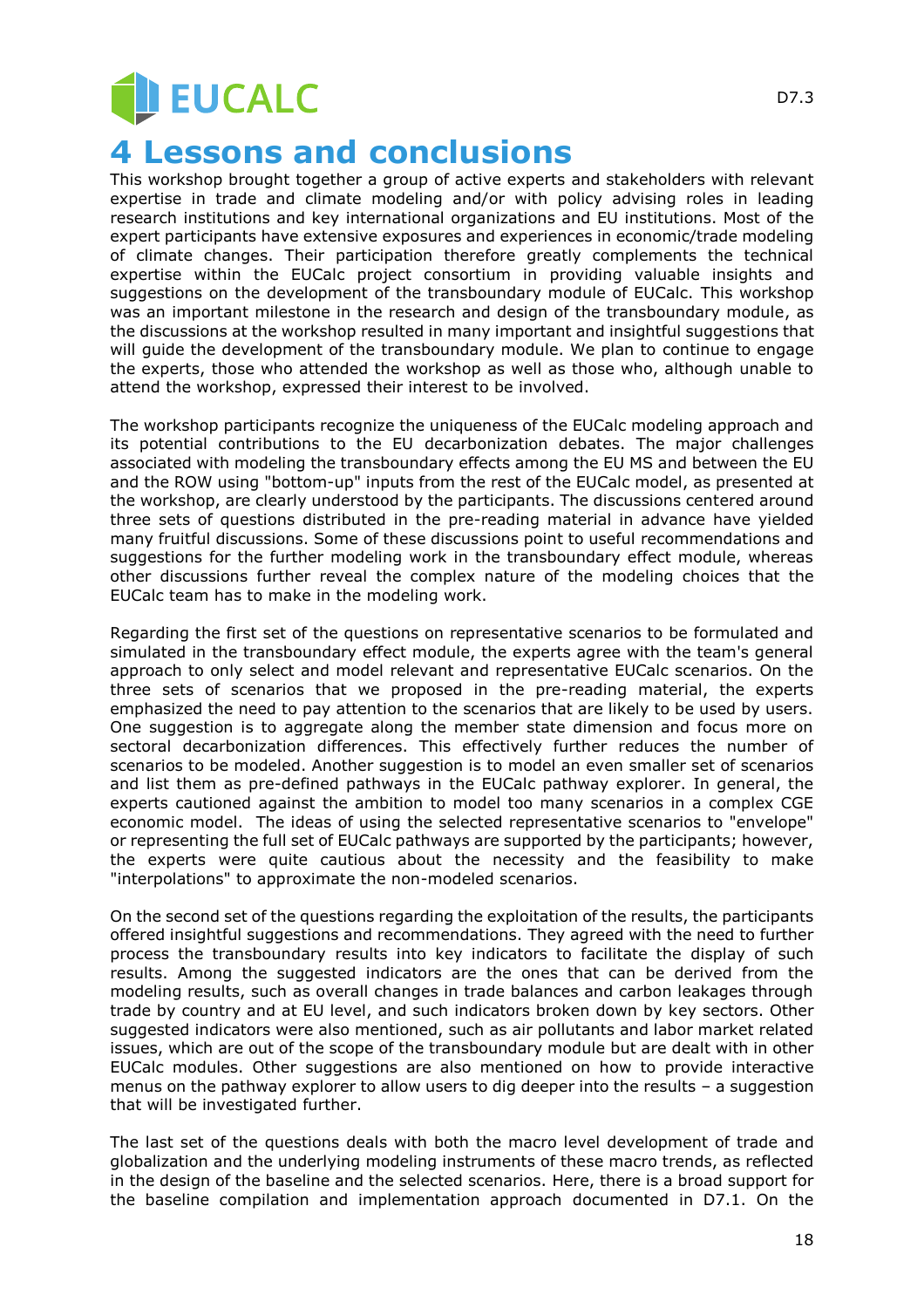# 4 Lessons and conclusions

This workshop brought together a group of active experts and stakeholders with relevant expertise in trade and climate modeling and/or with policy advising roles in leading research institutions and key international organizations and EU institutions. Most of the expert participants have extensive exposures and experiences in economic/trade modeling of climate changes. Their participation therefore greatly complements the technical expertise within the EUCalc project consortium in providing valuable insights and suggestions on the development of the transboundary module of EUCalc. This workshop was an important milestone in the research and design of the transboundary module, as the discussions at the workshop resulted in many important and insightful suggestions that will guide the development of the transboundary module. We plan to continue to engage the experts, those who attended the workshop as well as those who, although unable to attend the workshop, expressed their interest to be involved.

The workshop participants recognize the uniqueness of the EUCalc modeling approach and its potential contributions to the EU decarbonization debates. The major challenges associated with modeling the transboundary effects among the EU MS and between the EU and the ROW using "bottom-up" inputs from the rest of the EUCalc model, as presented at the workshop, are clearly understood by the participants. The discussions centered around three sets of questions distributed in the pre-reading material in advance have yielded many fruitful discussions. Some of these discussions point to useful recommendations and suggestions for the further modeling work in the transboundary effect module, whereas other discussions further reveal the complex nature of the modeling choices that the EUCalc team has to make in the modeling work.

Regarding the first set of the questions on representative scenarios to be formulated and simulated in the transboundary effect module, the experts agree with the team's general approach to only select and model relevant and representative EUCalc scenarios. On the three sets of scenarios that we proposed in the pre-reading material, the experts emphasized the need to pay attention to the scenarios that are likely to be used by users. One suggestion is to aggregate along the member state dimension and focus more on sectoral decarbonization differences. This effectively further reduces the number of scenarios to be modeled. Another suggestion is to model an even smaller set of scenarios and list them as pre-defined pathways in the EUCalc pathway explorer. In general, the experts cautioned against the ambition to model too many scenarios in a complex CGE economic model. The ideas of using the selected representative scenarios to "envelope" or representing the full set of EUCalc pathways are supported by the participants; however, the experts were quite cautious about the necessity and the feasibility to make "interpolations" to approximate the non-modeled scenarios.

On the second set of the questions regarding the exploitation of the results, the participants offered insightful suggestions and recommendations. They agreed with the need to further process the transboundary results into key indicators to facilitate the display of such results. Among the suggested indicators are the ones that can be derived from the modeling results, such as overall changes in trade balances and carbon leakages through trade by country and at EU level, and such indicators broken down by key sectors. Other suggested indicators were also mentioned, such as air pollutants and labor market related issues, which are out of the scope of the transboundary module but are dealt with in other EUCalc modules. Other suggestions are also mentioned on how to provide interactive menus on the pathway explorer to allow users to dig deeper into the results – a suggestion that will be investigated further.

The last set of the questions deals with both the macro level development of trade and globalization and the underlying modeling instruments of these macro trends, as reflected in the design of the baseline and the selected scenarios. Here, there is a broad support for the baseline compilation and implementation approach documented in D7.1. On the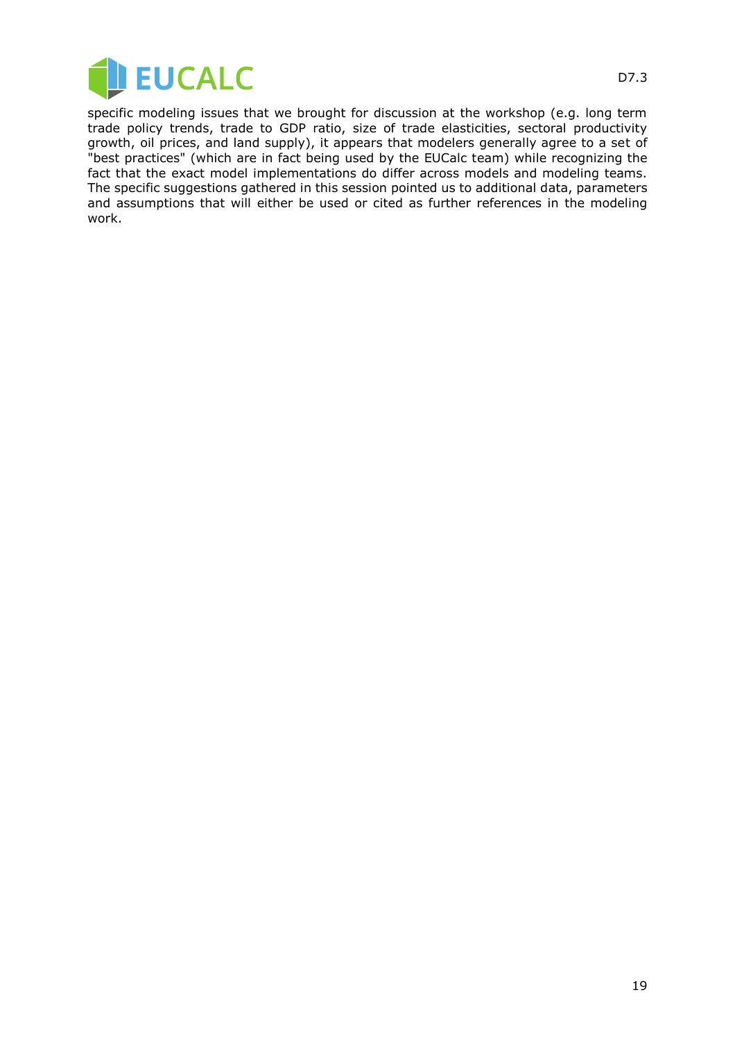specific modeling issues that we brought for discussion at the workshop (e.g. long term trade policy trends, trade to GDP ratio, size of trade elasticities, sectoral productivity growth, oil prices, and land supply), it appears that modelers generally agree to a set of "best practices" (which are in fact being used by the EUCalc team) while recognizing the fact that the exact model implementations do differ across models and modeling teams. The specific suggestions gathered in this session pointed us to additional data, parameters and assumptions that will either be used or cited as further references in the modeling work.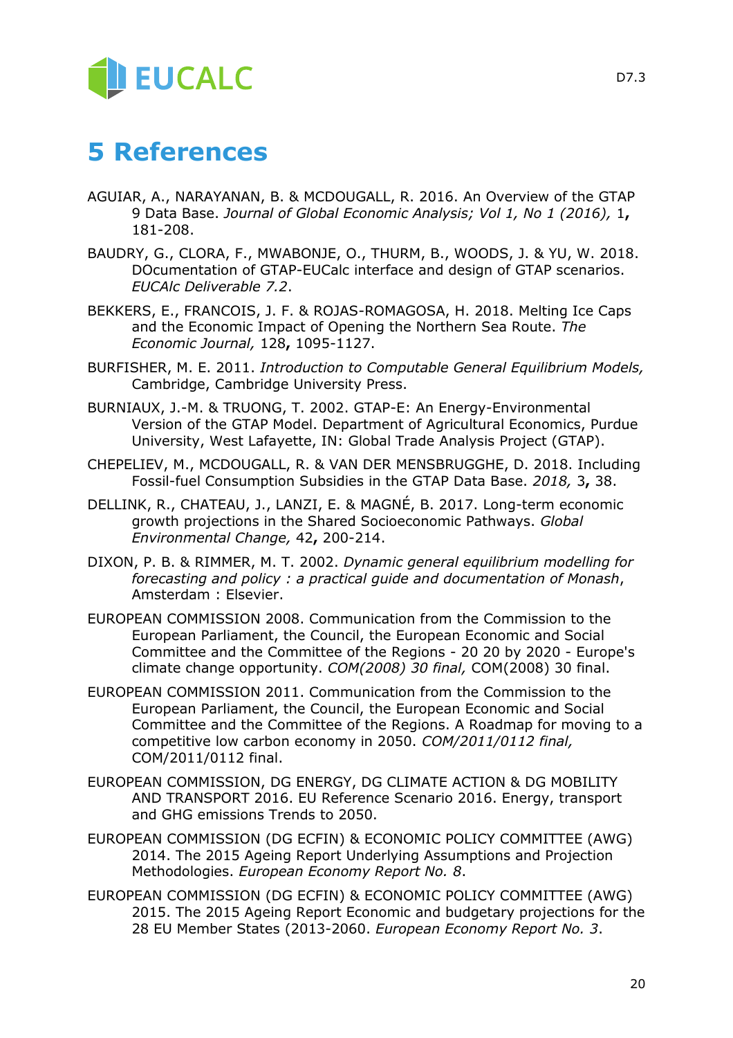# 5 References

AGUIAR, A., NARAYANAN, B. & MCDOUGALL, R. 2016. An Overview of the GTAP 9 Data Base. *Journal of Global Economic Analysis; Vol 1, No 1 (2016),* 1**,** 181-208.

BAUDRY, G., CLORA, F., MWABONJE, O., THURM, B., WOODS, J. & YU, W. 2018. DOcumentation of GTAP-EUCalc interface and design of GTAP scenarios. *EUCAlc Deliverable 7.2*.

BEKKERS, E., FRANCOIS, J. F. & ROJAS-ROMAGOSA, H. 2018. Melting Ice Caps and the Economic Impact of Opening the Northern Sea Route. *The Economic Journal,* 128**,** 1095-1127.

BURFISHER, M. E. 2011. *Introduction to Computable General Equilibrium Models,* Cambridge, Cambridge University Press.

BURNIAUX, J.-M. & TRUONG, T. 2002. GTAP-E: An Energy-Environmental Version of the GTAP Model. Department of Agricultural Economics, Purdue University, West Lafayette, IN: Global Trade Analysis Project (GTAP).

CHEPELIEV, M., MCDOUGALL, R. & VAN DER MENSBRUGGHE, D. 2018. Including Fossil-fuel Consumption Subsidies in the GTAP Data Base. *2018,* 3**,** 38.

DELLINK, R., CHATEAU, J., LANZI, E. & MAGNÉ, B. 2017. Long-term economic growth projections in the Shared Socioeconomic Pathways. *Global Environmental Change,* 42**,** 200-214.

DIXON, P. B. & RIMMER, M. T. 2002. *Dynamic general equilibrium modelling for forecasting and policy : a practical guide and documentation of Monash*, Amsterdam : Elsevier.

EUROPEAN COMMISSION 2008. Communication from the Commission to the European Parliament, the Council, the European Economic and Social Committee and the Committee of the Regions - 20 20 by 2020 - Europe's climate change opportunity. *COM(2008) 30 final,* COM(2008) 30 final.

EUROPEAN COMMISSION 2011. Communication from the Commission to the European Parliament, the Council, the European Economic and Social Committee and the Committee of the Regions. A Roadmap for moving to a competitive low carbon economy in 2050. *COM/2011/0112 final,* COM/2011/0112 final.

EUROPEAN COMMISSION, DG ENERGY, DG CLIMATE ACTION & DG MOBILITY AND TRANSPORT 2016. EU Reference Scenario 2016. Energy, transport and GHG emissions Trends to 2050.

EUROPEAN COMMISSION (DG ECFIN) & ECONOMIC POLICY COMMITTEE (AWG) 2014. The 2015 Ageing Report Underlying Assumptions and Projection Methodologies. *European Economy Report No. 8*.

EUROPEAN COMMISSION (DG ECFIN) & ECONOMIC POLICY COMMITTEE (AWG) 2015. The 2015 Ageing Report Economic and budgetary projections for the 28 EU Member States (2013-2060. *European Economy Report No. 3*.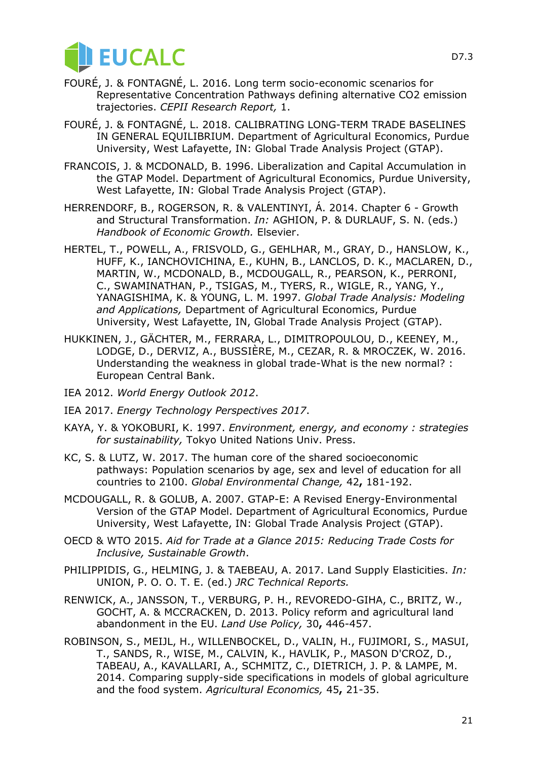FOURÉ, J. & FONTAGNÉ, L. 2016. Long term socio-economic scenarios for Representative Concentration Pathways defining alternative CO2 emission trajectories. *CEPII Research Report,* 1.

FOURÉ, J. & FONTAGNÉ, L. 2018. CALIBRATING LONG-TERM TRADE BASELINES IN GENERAL EQUILIBRIUM. Department of Agricultural Economics, Purdue University, West Lafayette, IN: Global Trade Analysis Project (GTAP).

FRANCOIS, J. & MCDONALD, B. 1996. Liberalization and Capital Accumulation in the GTAP Model. Department of Agricultural Economics, Purdue University, West Lafayette, IN: Global Trade Analysis Project (GTAP).

HERRENDORF, B., ROGERSON, R. & VALENTINYI, Á. 2014. Chapter 6 - Growth and Structural Transformation. *In:* AGHION, P. & DURLAUF, S. N. (eds.) *Handbook of Economic Growth.* Elsevier.

HERTEL, T., POWELL, A., FRISVOLD, G., GEHLHAR, M., GRAY, D., HANSLOW, K., HUFF, K., IANCHOVICHINA, E., KUHN, B., LANCLOS, D. K., MACLAREN, D., MARTIN, W., MCDONALD, B., MCDOUGALL, R., PEARSON, K., PERRONI, C., SWAMINATHAN, P., TSIGAS, M., TYERS, R., WIGLE, R., YANG, Y., YANAGISHIMA, K. & YOUNG, L. M. 1997. *Global Trade Analysis: Modeling and Applications,* Department of Agricultural Economics, Purdue University, West Lafayette, IN, Global Trade Analysis Project (GTAP).

HUKKINEN, J., GÄCHTER, M., FERRARA, L., DIMITROPOULOU, D., KEENEY, M., LODGE, D., DERVIZ, A., BUSSIÈRE, M., CEZAR, R. & MROCZEK, W. 2016. Understanding the weakness in global trade-What is the new normal? : European Central Bank.

IEA 2012. *World Energy Outlook 2012*.

IEA 2017. *Energy Technology Perspectives 2017*.

KAYA, Y. & YOKOBURI, K. 1997. *Environment, energy, and economy : strategies for sustainability,* Tokyo United Nations Univ. Press.

KC, S. & LUTZ, W. 2017. The human core of the shared socioeconomic pathways: Population scenarios by age, sex and level of education for all countries to 2100. *Global Environmental Change,* 42**,** 181-192.

MCDOUGALL, R. & GOLUB, A. 2007. GTAP-E: A Revised Energy-Environmental Version of the GTAP Model. Department of Agricultural Economics, Purdue University, West Lafayette, IN: Global Trade Analysis Project (GTAP).

OECD & WTO 2015. *Aid for Trade at a Glance 2015: Reducing Trade Costs for Inclusive, Sustainable Growth*.

PHILIPPIDIS, G., HELMING, J. & TAEBEAU, A. 2017. Land Supply Elasticities. *In:* UNION, P. O. O. T. E. (ed.) *JRC Technical Reports.*

RENWICK, A., JANSSON, T., VERBURG, P. H., REVOREDO-GIHA, C., BRITZ, W., GOCHT, A. & MCCRACKEN, D. 2013. Policy reform and agricultural land abandonment in the EU. *Land Use Policy,* 30**,** 446-457.

ROBINSON, S., MEIJL, H., WILLENBOCKEL, D., VALIN, H., FUJIMORI, S., MASUI, T., SANDS, R., WISE, M., CALVIN, K., HAVLIK, P., MASON D'CROZ, D., TABEAU, A., KAVALLARI, A., SCHMITZ, C., DIETRICH, J. P. & LAMPE, M. 2014. Comparing supply-side specifications in models of global agriculture and the food system. *Agricultural Economics,* 45**,** 21-35.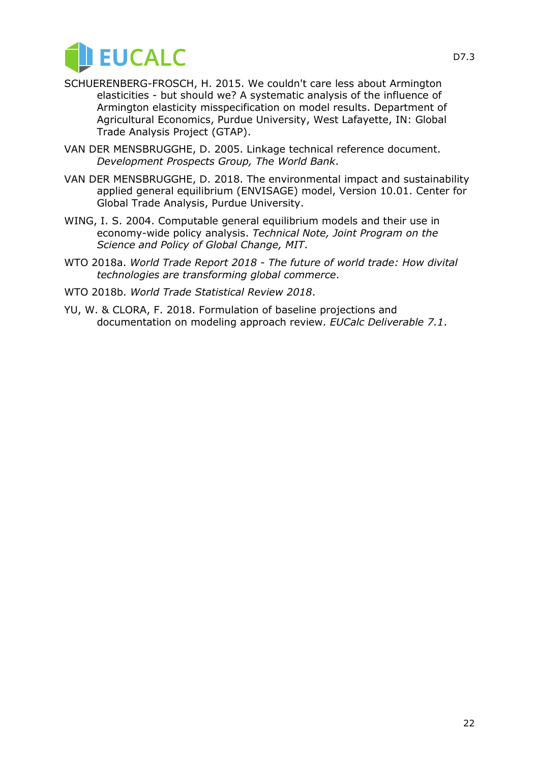SCHUERENBERG-FROSCH, H. 2015. We couldn't care less about Armington elasticities - but should we? A systematic analysis of the influence of Armington elasticity misspecification on model results. Department of Agricultural Economics, Purdue University, West Lafayette, IN: Global Trade Analysis Project (GTAP).

VAN DER MENSBRUGGHE, D. 2005. Linkage technical reference document. *Development Prospects Group, The World Bank*.

VAN DER MENSBRUGGHE, D. 2018. The environmental impact and sustainability applied general equilibrium (ENVISAGE) model, Version 10.01. Center for Global Trade Analysis, Purdue University.

WING, I. S. 2004. Computable general equilibrium models and their use in economy-wide policy analysis. *Technical Note, Joint Program on the Science and Policy of Global Change, MIT*.

WTO 2018a. *World Trade Report 2018 - The future of world trade: How divital technologies are transforming global commerce*.

WTO 2018b. *World Trade Statistical Review 2018*.

YU, W. & CLORA, F. 2018. Formulation of baseline projections and documentation on modeling approach review. *EUCalc Deliverable 7.1*.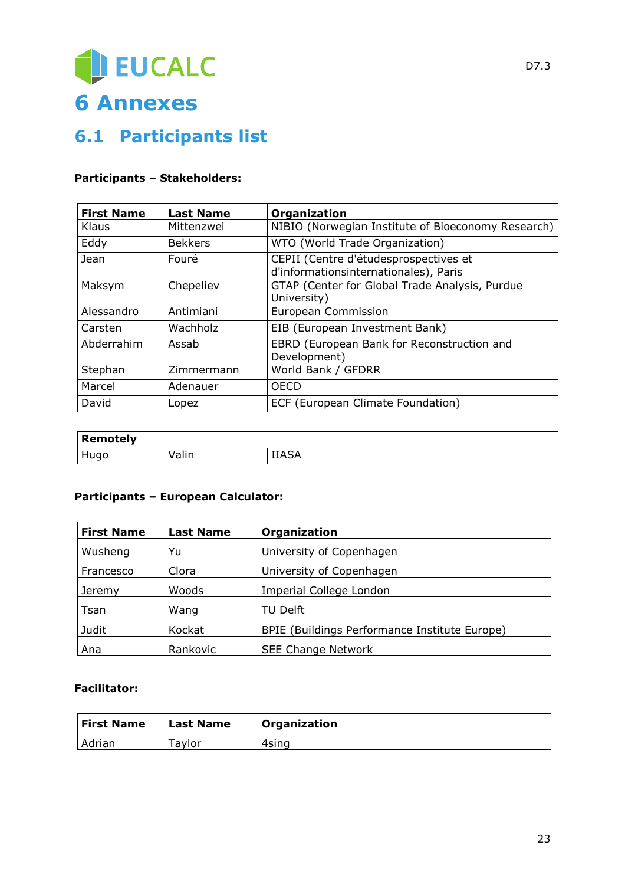# 6 Annexes

## 6.1 Participants list

**Participants – Stakeholders:**

| First Name | Last Name | Organization |
|---|---|---|
| Klaus | Mittenzwei | NIBIO (Norwegian Institute of Bioeconomy Research) |
| Eddy | Bekkers | WTO (World Trade Organization) |
| Jean | Fouré | CEPII (Centre d'étudesprospectives et d'informationsinternationales), Paris |
| Maksym | Chepeliev | GTAP (Center for Global Trade Analysis, Purdue University) |
| Alessandro | Antimiani | European Commission |
| Carsten | Wachholz | EIB (European Investment Bank) |
| Abderrahim | Assab | EBRD (European Bank for Reconstruction and Development) |
| Stephan | Zimmermann | World Bank / GFDRR |
| Marcel | Adenauer | OECD |
| David | Lopez | ECF (European Climate Foundation) |

| Remotely | | |
|---|---|---|
| Hugo | Valin | IIASA |

**Participants – European Calculator:**

| First Name | Last Name | Organization |
|---|---|---|
| Wusheng | Yu | University of Copenhagen |
| Francesco | Clora | University of Copenhagen |
| Jeremy | Woods | Imperial College London |
| Tsan | Wang | TU Delft |
| Judit | Kockat | BPIE (Buildings Performance Institute Europe) |
| Ana | Rankovic | SEE Change Network |

**Facilitator:**

| First Name | Last Name | Organization |
|---|---|---|
| Adrian | Taylor | 4sing |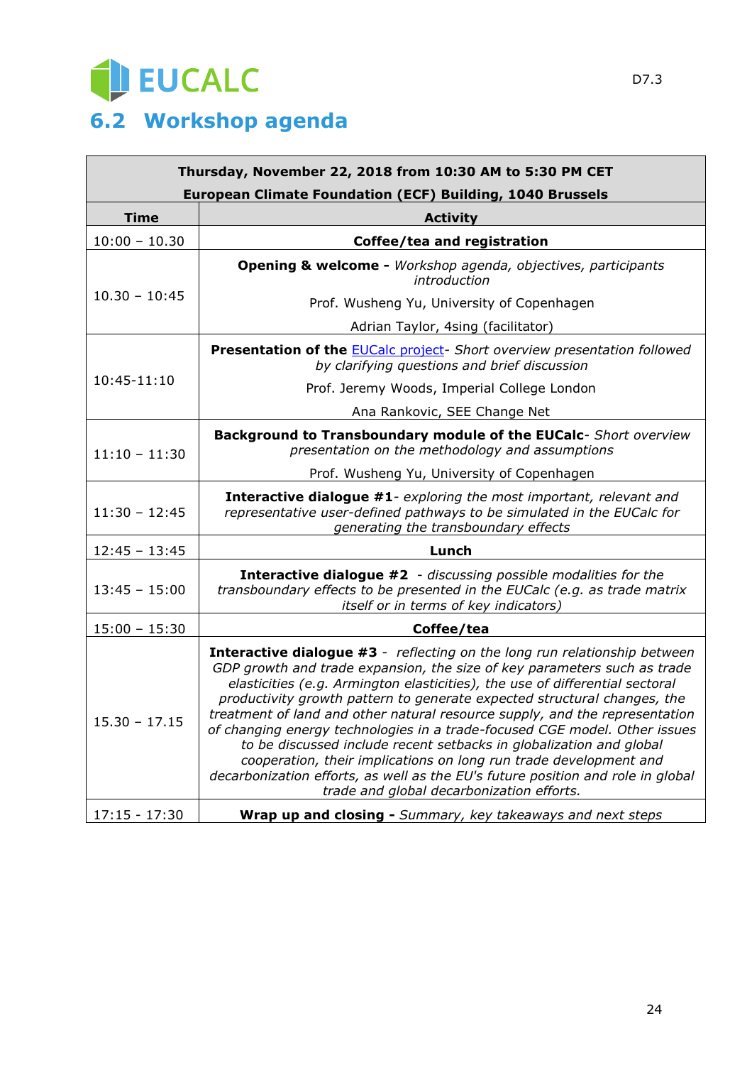## 6.2 Workshop agenda

| Thursday, November 22, 2018 from 10:30 AM to 5:30 PM CET<br>European Climate Foundation (ECF) Building, 1040 Brussels | |
|---|---|
| **Time** | **Activity** |
| 10:00 – 10.30 | **Coffee/tea and registration** |
| 10.30 – 10:45 | **Opening & welcome -** *Workshop agenda, objectives, participants introduction*<br>Prof. Wusheng Yu, University of Copenhagen<br>Adrian Taylor, 4sing (facilitator) |
| 10:45-11:10 | **Presentation of the** EUCalc project- *Short overview presentation followed by clarifying questions and brief discussion*<br>Prof. Jeremy Woods, Imperial College London<br>Ana Rankovic, SEE Change Net |
| 11:10 – 11:30 | **Background to Transboundary module of the EUCalc**- *Short overview presentation on the methodology and assumptions*<br>Prof. Wusheng Yu, University of Copenhagen |
| 11:30 – 12:45 | **Interactive dialogue #1**- *exploring the most important, relevant and representative user-defined pathways to be simulated in the EUCalc for generating the transboundary effects* |
| 12:45 – 13:45 | **Lunch** |
| 13:45 – 15:00 | **Interactive dialogue #2** - *discussing possible modalities for the transboundary effects to be presented in the EUCalc (e.g. as trade matrix itself or in terms of key indicators)* |
| 15:00 – 15:30 | **Coffee/tea** |
| 15.30 – 17.15 | **Interactive dialogue #3** - *reflecting on the long run relationship between GDP growth and trade expansion, the size of key parameters such as trade elasticities (e.g. Armington elasticities), the use of differential sectoral productivity growth pattern to generate expected structural changes, the treatment of land and other natural resource supply, and the representation of changing energy technologies in a trade-focused CGE model. Other issues to be discussed include recent setbacks in globalization and global cooperation, their implications on long run trade development and decarbonization efforts, as well as the EU's future position and role in global trade and global decarbonization efforts.* |
| 17:15 - 17:30 | **Wrap up and closing -** *Summary, key takeaways and next steps* |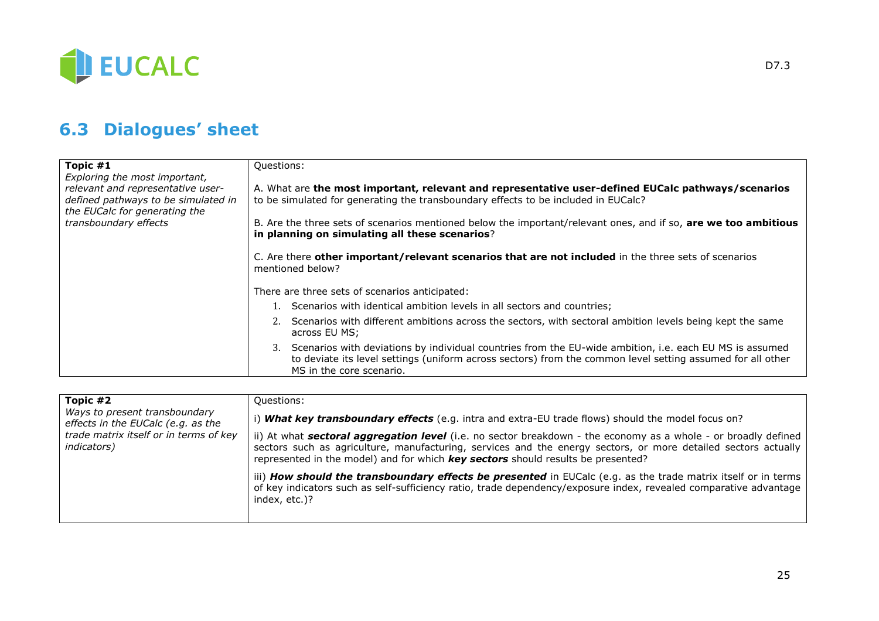## 6.3 Dialogues' sheet

| **Topic #1**<br>*Exploring the most important, relevant and representative user-defined pathways to be simulated in the EUCalc for generating the transboundary effects* | Questions:<br><br>A. What are **the most important, relevant and representative user-defined EUCalc pathways/scenarios** to be simulated for generating the transboundary effects to be included in EUCalc?<br><br>B. Are the three sets of scenarios mentioned below the important/relevant ones, and if so, **are we too ambitious in planning on simulating all these scenarios**?<br><br>C. Are there **other important/relevant scenarios that are not included** in the three sets of scenarios mentioned below?<br><br>There are three sets of scenarios anticipated:<br>1. Scenarios with identical ambition levels in all sectors and countries;<br>2. Scenarios with different ambitions across the sectors, with sectoral ambition levels being kept the same across EU MS;<br>3. Scenarios with deviations by individual countries from the EU-wide ambition, i.e. each EU MS is assumed to deviate its level settings (uniform across sectors) from the common level setting assumed for all other MS in the core scenario. |
|---|---|

| **Topic #2**<br>*Ways to present transboundary effects in the EUCalc (e.g. as the trade matrix itself or in terms of key indicators)* | Questions:<br><br>i) ***What key transboundary effects*** (e.g. intra and extra-EU trade flows) should the model focus on?<br><br>ii) At what ***sectoral aggregation level*** (i.e. no sector breakdown - the economy as a whole - or broadly defined sectors such as agriculture, manufacturing, services and the energy sectors, or more detailed sectors actually represented in the model) and for which ***key sectors*** should results be presented?<br><br>iii) ***How should the transboundary effects be presented*** in EUCalc (e.g. as the trade matrix itself or in terms of key indicators such as self-sufficiency ratio, trade dependency/exposure index, revealed comparative advantage index, etc.)? |
|---|---|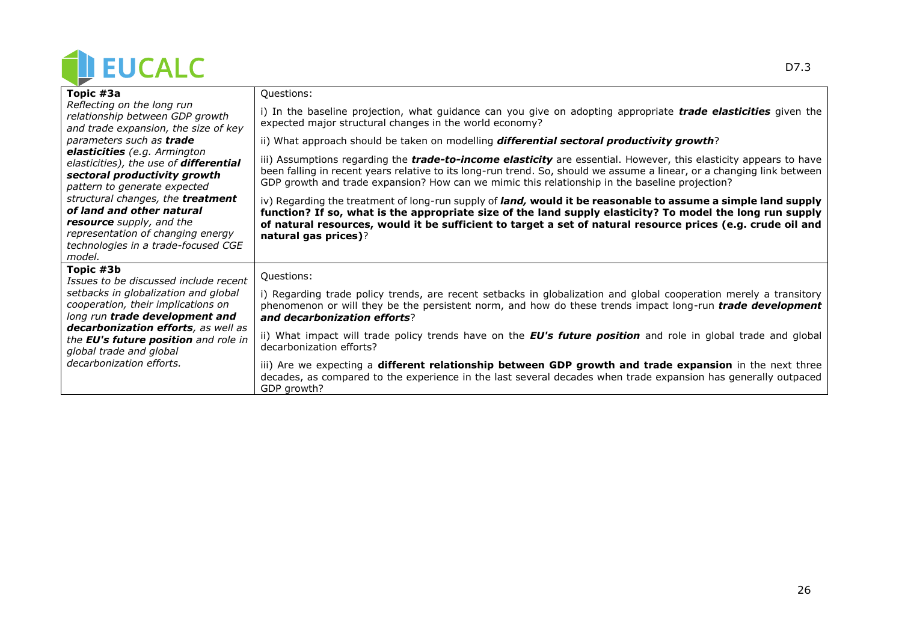| | |
|---|---|
| **Topic #3a**<br>*Reflecting on the long run relationship between GDP growth and trade expansion, the size of key parameters such as* ***trade elasticities*** *(e.g. Armington elasticities), the use of* ***differential sectoral productivity growth*** *pattern to generate expected structural changes, the* ***treatment of land and other natural resource*** *supply, and the representation of changing energy technologies in a trade-focused CGE model.* | Questions:<br><br>i) In the baseline projection, what guidance can you give on adopting appropriate ***trade elasticities*** given the expected major structural changes in the world economy?<br><br>ii) What approach should be taken on modelling ***differential sectoral productivity growth***?<br><br>iii) Assumptions regarding the ***trade-to-income elasticity*** are essential. However, this elasticity appears to have been falling in recent years relative to its long-run trend. So, should we assume a linear, or a changing link between GDP growth and trade expansion? How can we mimic this relationship in the baseline projection?<br><br>iv) Regarding the treatment of long-run supply of ***land,*** **would it be reasonable to assume a simple land supply function? If so, what is the appropriate size of the land supply elasticity? To model the long run supply of natural resources, would it be sufficient to target a set of natural resource prices (e.g. crude oil and natural gas prices)**? |
| **Topic #3b**<br>*Issues to be discussed include recent setbacks in globalization and global cooperation, their implications on long run* ***trade development and decarbonization efforts****, as well as the* ***EU's future position*** *and role in global trade and global decarbonization efforts.* | Questions:<br><br>i) Regarding trade policy trends, are recent setbacks in globalization and global cooperation merely a transitory phenomenon or will they be the persistent norm, and how do these trends impact long-run ***trade development and decarbonization efforts***?<br><br>ii) What impact will trade policy trends have on the ***EU's future position*** and role in global trade and global decarbonization efforts?<br><br>iii) Are we expecting a **different relationship between GDP growth and trade expansion** in the next three decades, as compared to the experience in the last several decades when trade expansion has generally outpaced GDP growth? |